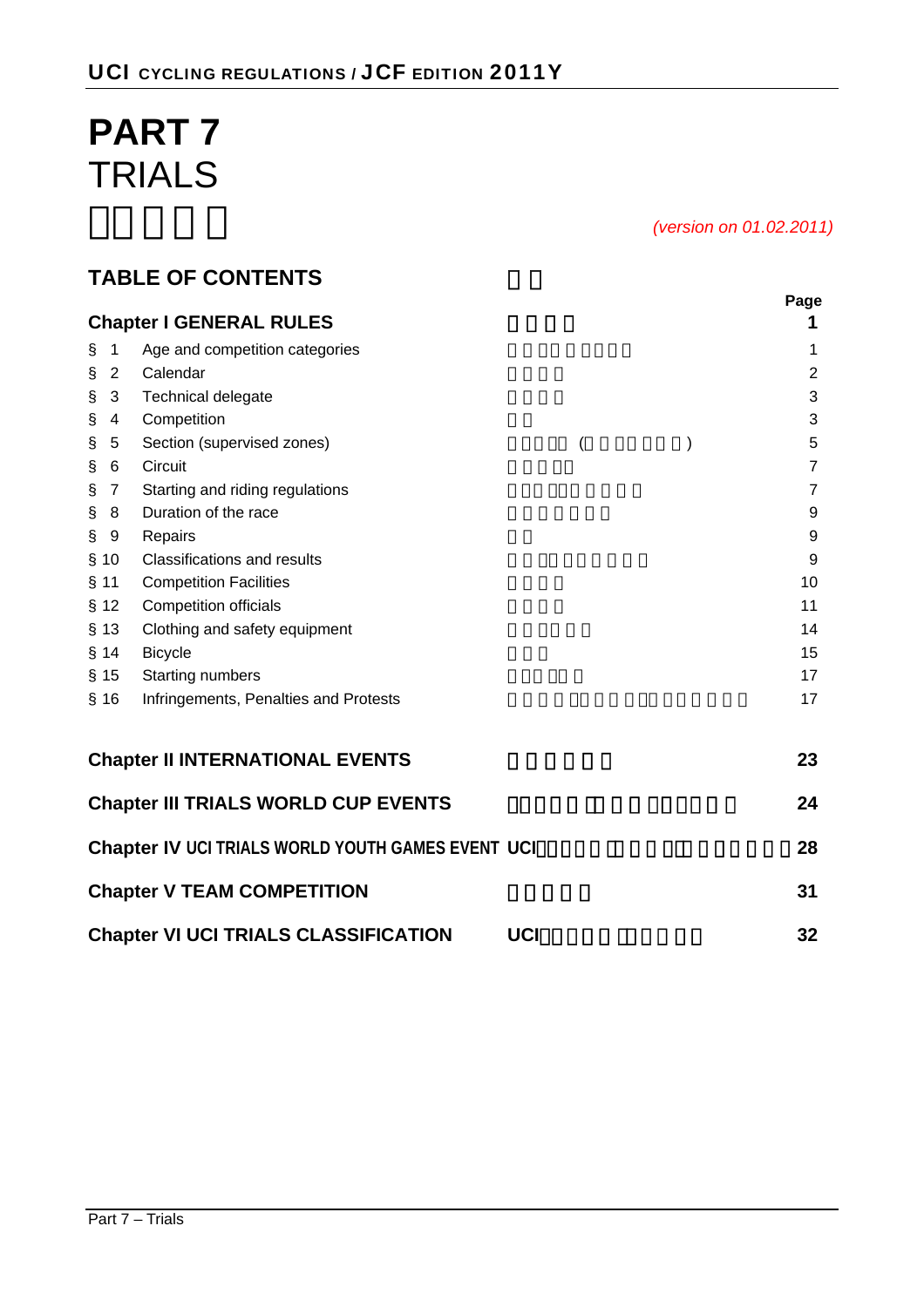# PART 7
# TRIALS

*(version on 01.02.2011)*

## TABLE OF CONTENTS

| | | Page |
|---|---|---|
| **Chapter I GENERAL RULES** | | **1** |
| § 1 | Age and competition categories | 1 |
| § 2 | Calendar | 2 |
| § 3 | Technical delegate | 3 |
| § 4 | Competition | 3 |
| § 5 | Section (supervised zones) | 5 |
| § 6 | Circuit | 7 |
| § 7 | Starting and riding regulations | 7 |
| § 8 | Duration of the race | 9 |
| § 9 | Repairs | 9 |
| § 10 | Classifications and results | 9 |
| § 11 | Competition Facilities | 10 |
| § 12 | Competition officials | 11 |
| § 13 | Clothing and safety equipment | 14 |
| § 14 | Bicycle | 15 |
| § 15 | Starting numbers | 17 |
| § 16 | Infringements, Penalties and Protests | 17 |
| **Chapter II INTERNATIONAL EVENTS** | | **23** |
| **Chapter III TRIALS WORLD CUP EVENTS** | | **24** |
| **Chapter IV UCI TRIALS WORLD YOUTH GAMES EVENT** | | **28** |
| **Chapter V TEAM COMPETITION** | | **31** |
| **Chapter VI UCI TRIALS CLASSIFICATION** | | **32** |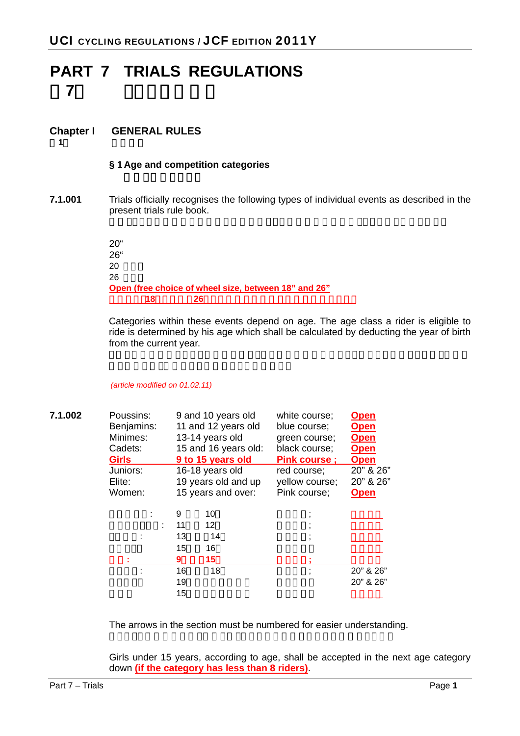# PART 7 TRIALS REGULATIONS

## Chapter I GENERAL RULES

### § 1 Age and competition categories

**7.1.001** Trials officially recognises the following types of individual events as described in the present trials rule book.

20"
26"
Open (free choice of wheel size, between 18" and 26"

Categories within these events depend on age. The age class a rider is eligible to ride is determined by his age which shall be calculated by deducting the year of birth from the current year.

*(article modified on 01.02.11)*

**7.1.002**

| Category | Age | Course | Wheel size |
|---|---|---|---|
| Poussins: | 9 and 10 years old | white course; | Open |
| Benjamins: | 11 and 12 years old | blue course; | Open |
| Minimes: | 13-14 years old | green course; | Open |
| Cadets: | 15 and 16 years old: | black course; | Open |
| Girls | 9 to 15 years old | Pink course ; | Open |
| Juniors: | 16-18 years old | red course; | 20" & 26" |
| Elite: | 19 years old and up | yellow course; | 20" & 26" |
| Women: | 15 years and over: | Pink course; | Open |

The arrows in the section must be numbered for easier understanding.

Girls under 15 years, according to age, shall be accepted in the next age category down (if the category has less than 8 riders).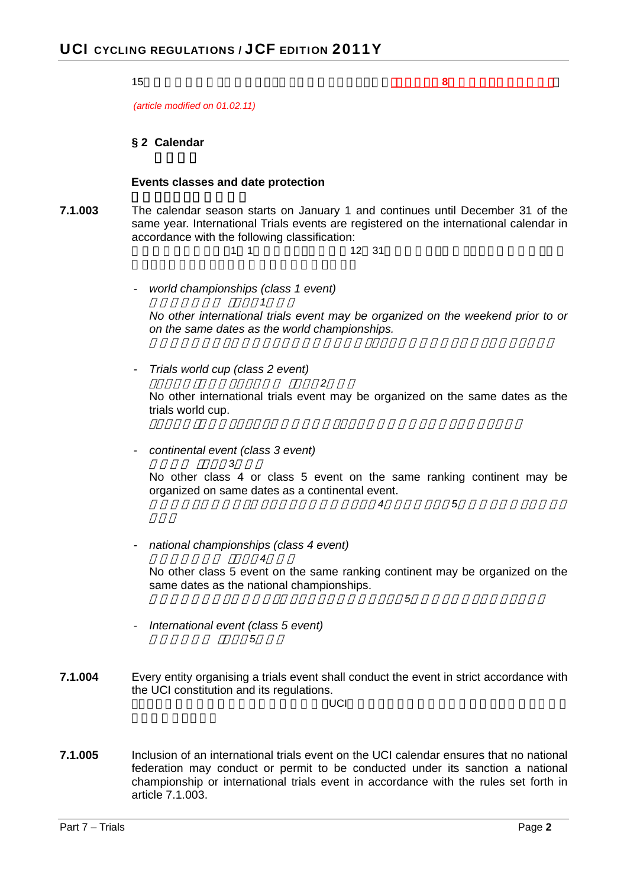*(article modified on 01.02.11)*

## § 2 Calendar

### Events classes and date protection

**7.1.003** The calendar season starts on January 1 and continues until December 31 of the same year. International Trials events are registered on the international calendar in accordance with the following classification:

- *world championships (class 1 event)*

  *No other international trials event may be organized on the weekend prior to or on the same dates as the world championships.*

- *Trials world cup (class 2 event)*

  No other international trials event may be organized on the same dates as the trials world cup.

- *continental event (class 3 event)*

  No other class 4 or class 5 event on the same ranking continent may be organized on same dates as a continental event.

- *national championships (class 4 event)*

  No other class 5 event on the same ranking continent may be organized on the same dates as the national championships.

- *International event (class 5 event)*

**7.1.004** Every entity organising a trials event shall conduct the event in strict accordance with the UCI constitution and its regulations.

**7.1.005** Inclusion of an international trials event on the UCI calendar ensures that no national federation may conduct or permit to be conducted under its sanction a national championship or international trials event in accordance with the rules set forth in article 7.1.003.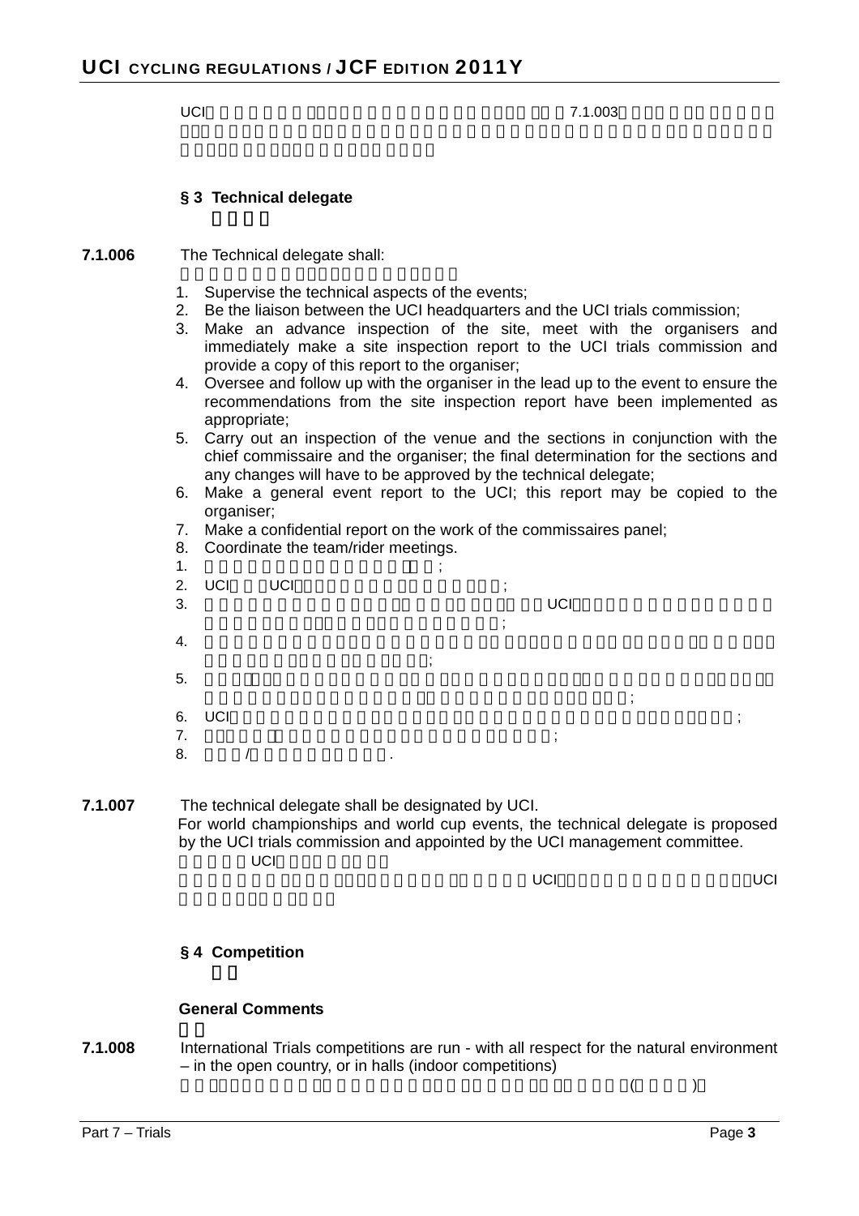### § 3 Technical delegate

**7.1.006** The Technical delegate shall:

1. Supervise the technical aspects of the events;
2. Be the liaison between the UCI headquarters and the UCI trials commission;
3. Make an advance inspection of the site, meet with the organisers and immediately make a site inspection report to the UCI trials commission and provide a copy of this report to the organiser;
4. Oversee and follow up with the organiser in the lead up to the event to ensure the recommendations from the site inspection report have been implemented as appropriate;
5. Carry out an inspection of the venue and the sections in conjunction with the chief commissaire and the organiser; the final determination for the sections and any changes will have to be approved by the technical delegate;
6. Make a general event report to the UCI; this report may be copied to the organiser;
7. Make a confidential report on the work of the commissaires panel;
8. Coordinate the team/rider meetings.

**7.1.007** The technical delegate shall be designated by UCI.

For world championships and world cup events, the technical delegate is proposed by the UCI trials commission and appointed by the UCI management committee.

### § 4 Competition

**General Comments**

**7.1.008** International Trials competitions are run - with all respect for the natural environment – in the open country, or in halls (indoor competitions)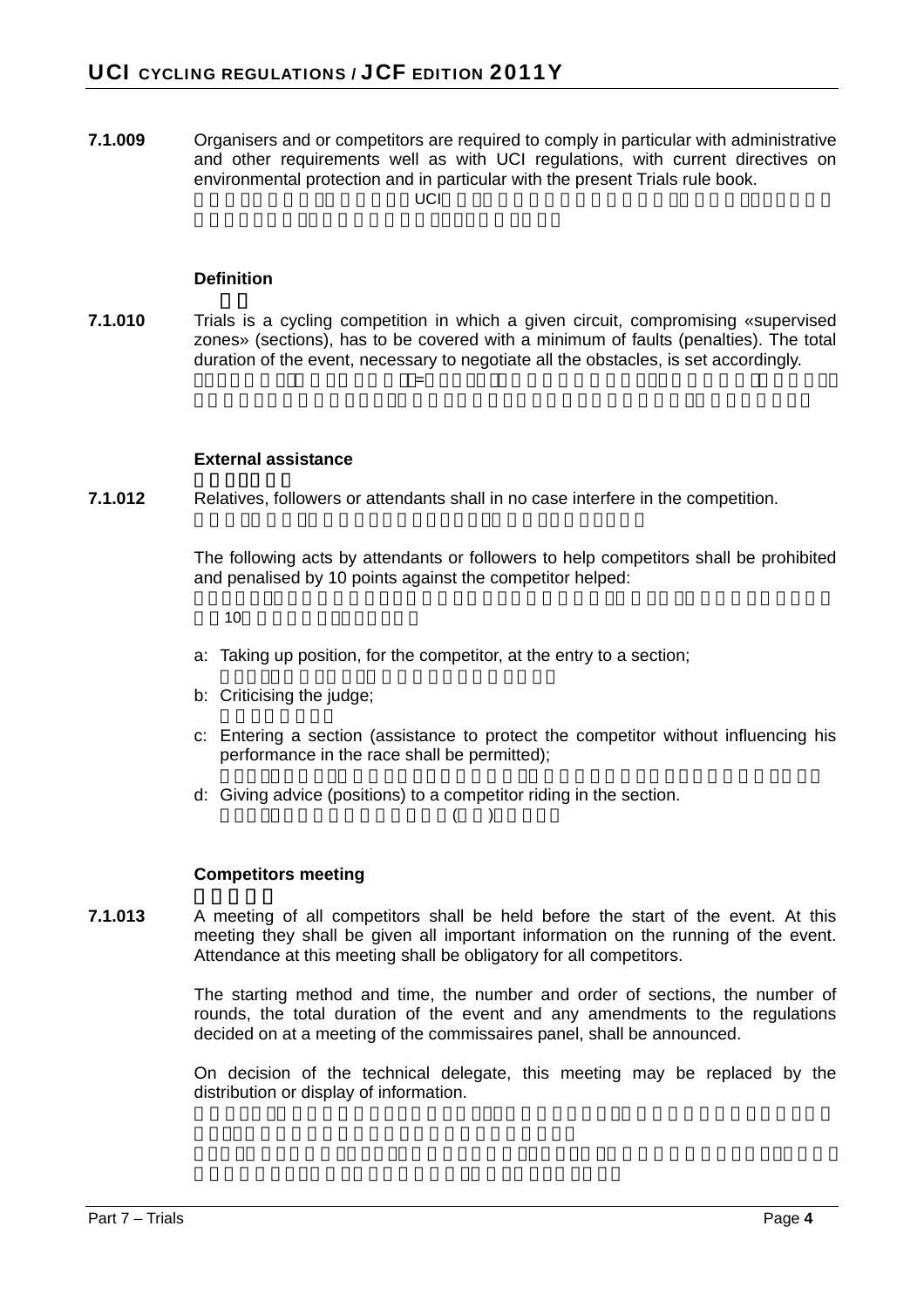**7.1.009** Organisers and or competitors are required to comply in particular with administrative and other requirements well as with UCI regulations, with current directives on environmental protection and in particular with the present Trials rule book.

### Definition

**7.1.010** Trials is a cycling competition in which a given circuit, compromising «supervised zones» (sections), has to be covered with a minimum of faults (penalties). The total duration of the event, necessary to negotiate all the obstacles, is set accordingly.

### External assistance

**7.1.012** Relatives, followers or attendants shall in no case interfere in the competition.

The following acts by attendants or followers to help competitors shall be prohibited and penalised by 10 points against the competitor helped:

- a: Taking up position, for the competitor, at the entry to a section;
- b: Criticising the judge;
- c: Entering a section (assistance to protect the competitor without influencing his performance in the race shall be permitted);
- d: Giving advice (positions) to a competitor riding in the section.

### Competitors meeting

**7.1.013** A meeting of all competitors shall be held before the start of the event. At this meeting they shall be given all important information on the running of the event. Attendance at this meeting shall be obligatory for all competitors.

The starting method and time, the number and order of sections, the number of rounds, the total duration of the event and any amendments to the regulations decided on at a meeting of the commissaires panel, shall be announced.

On decision of the technical delegate, this meeting may be replaced by the distribution or display of information.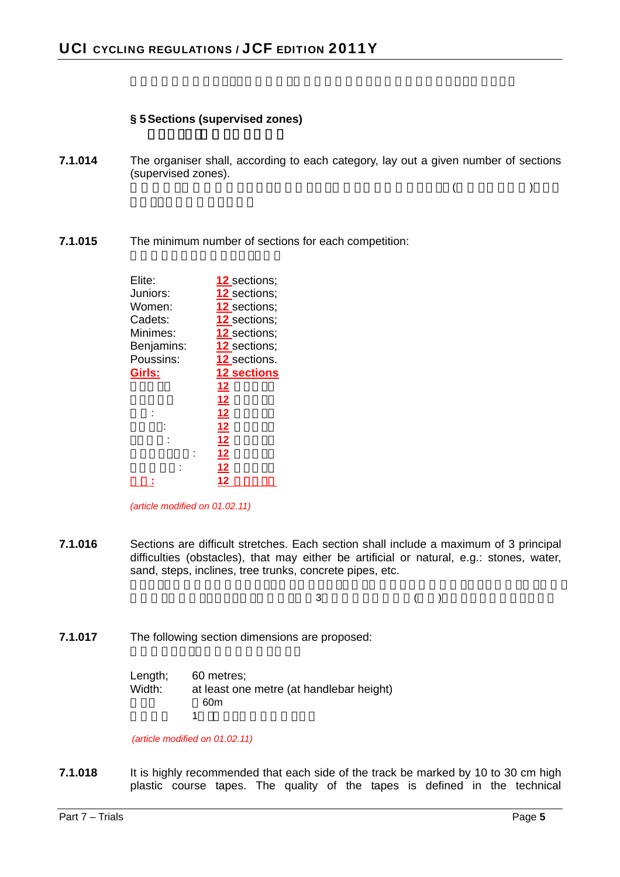## § 5 Sections (supervised zones)

**7.1.014** The organiser shall, according to each category, lay out a given number of sections (supervised zones).

**7.1.015** The minimum number of sections for each competition:

| | |
|---|---|
| Elite: | <u>12</u> sections; |
| Juniors: | <u>12</u> sections; |
| Women: | <u>12</u> sections; |
| Cadets: | <u>12</u> sections; |
| Minimes: | <u>12</u> sections; |
| Benjamins: | <u>12</u> sections; |
| Poussins: | <u>12</u> sections. |
| <u>**Girls:**</u> | <u>**12 sections**</u> |

*(article modified on 01.02.11)*

**7.1.016** Sections are difficult stretches. Each section shall include a maximum of 3 principal difficulties (obstacles), that may either be artificial or natural, e.g.: stones, water, sand, steps, inclines, tree trunks, concrete pipes, etc.

**7.1.017** The following section dimensions are proposed:

| | |
|---|---|
| Length; | 60 metres; |
| Width: | at least one metre (at handlebar height) |

*(article modified on 01.02.11)*

**7.1.018** It is highly recommended that each side of the track be marked by 10 to 30 cm high plastic course tapes. The quality of the tapes is defined in the technical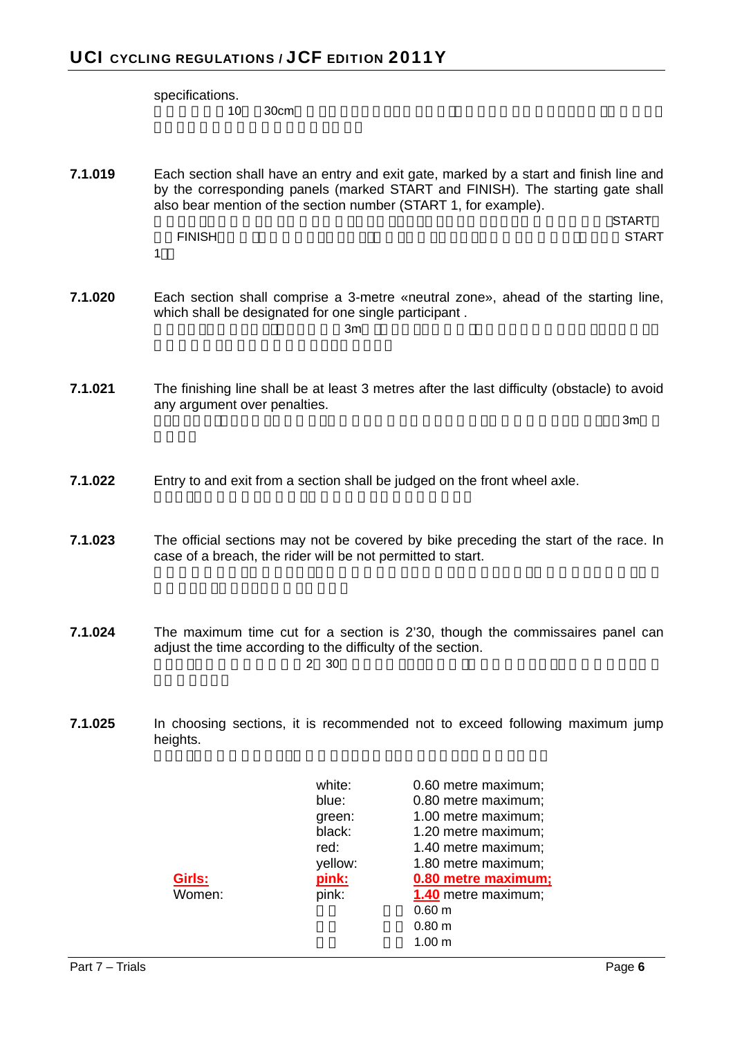specifications.

10 30cm

**7.1.019** Each section shall have an entry and exit gate, marked by a start and finish line and by the corresponding panels (marked START and FINISH). The starting gate shall also bear mention of the section number (START 1, for example).

START FINISH START 1

**7.1.020** Each section shall comprise a 3-metre «neutral zone», ahead of the starting line, which shall be designated for one single participant .

3m

**7.1.021** The finishing line shall be at least 3 metres after the last difficulty (obstacle) to avoid any argument over penalties.

3m

**7.1.022** Entry to and exit from a section shall be judged on the front wheel axle.

**7.1.023** The official sections may not be covered by bike preceding the start of the race. In case of a breach, the rider will be not permitted to start.

**7.1.024** The maximum time cut for a section is 2'30, though the commissaires panel can adjust the time according to the difficulty of the section.

2 30

**7.1.025** In choosing sections, it is recommended not to exceed following maximum jump heights.

| | | |
|---|---|---|
| | white: | 0.60 metre maximum; |
| | blue: | 0.80 metre maximum; |
| | green: | 1.00 metre maximum; |
| | black: | 1.20 metre maximum; |
| | red: | 1.40 metre maximum; |
| | yellow: | 1.80 metre maximum; |
| **Girls:** | **pink:** | **0.80 metre maximum;** |
| Women: | pink: | **1.40** metre maximum; |
| | | 0.60 m |
| | | 0.80 m |
| | | 1.00 m |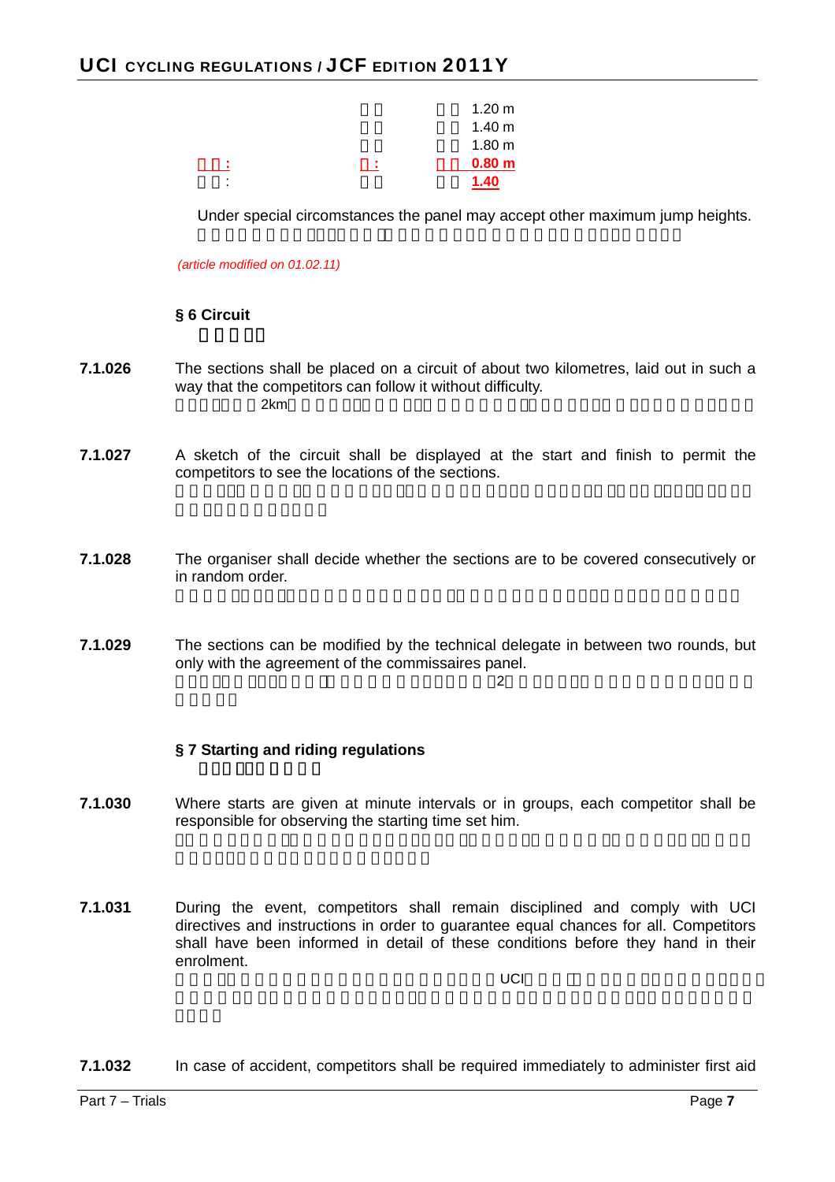| | | |
|---|---|---|
| | | 1.20 m |
| | | 1.40 m |
| | | 1.80 m |
| : | : | 0.80 m |
| : | | 1.40 |

Under special circomstances the panel may accept other maximum jump heights.

*(article modified on 01.02.11)*

**§ 6 Circuit**

**7.1.026** The sections shall be placed on a circuit of about two kilometres, laid out in such a way that the competitors can follow it without difficulty.
2km

**7.1.027** A sketch of the circuit shall be displayed at the start and finish to permit the competitors to see the locations of the sections.

**7.1.028** The organiser shall decide whether the sections are to be covered consecutively or in random order.

**7.1.029** The sections can be modified by the technical delegate in between two rounds, but only with the agreement of the commissaires panel.
2

**§ 7 Starting and riding regulations**

**7.1.030** Where starts are given at minute intervals or in groups, each competitor shall be responsible for observing the starting time set him.

**7.1.031** During the event, competitors shall remain disciplined and comply with UCI directives and instructions in order to guarantee equal chances for all. Competitors shall have been informed in detail of these conditions before they hand in their enrolment.
UCI

**7.1.032** In case of accident, competitors shall be required immediately to administer first aid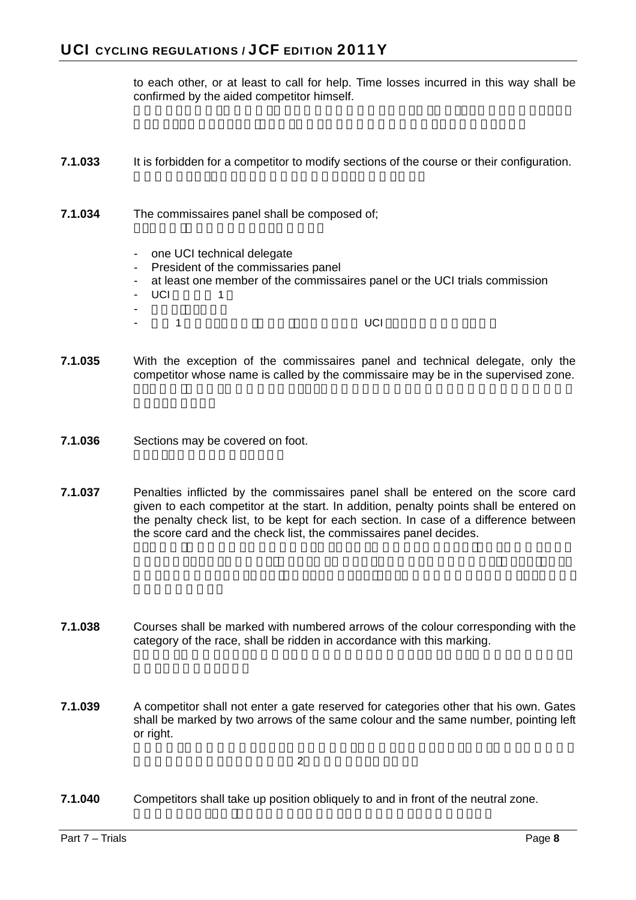to each other, or at least to call for help. Time losses incurred in this way shall be confirmed by the aided competitor himself.

**7.1.033** It is forbidden for a competitor to modify sections of the course or their configuration.

**7.1.034** The commissaires panel shall be composed of;

- one UCI technical delegate
- President of the commissaries panel
- at least one member of the commissaires panel or the UCI trials commission

**7.1.035** With the exception of the commissaires panel and technical delegate, only the competitor whose name is called by the commissaire may be in the supervised zone.

**7.1.036** Sections may be covered on foot.

**7.1.037** Penalties inflicted by the commissaires panel shall be entered on the score card given to each competitor at the start. In addition, penalty points shall be entered on the penalty check list, to be kept for each section. In case of a difference between the score card and the check list, the commissaires panel decides.

**7.1.038** Courses shall be marked with numbered arrows of the colour corresponding with the category of the race, shall be ridden in accordance with this marking.

**7.1.039** A competitor shall not enter a gate reserved for categories other that his own. Gates shall be marked by two arrows of the same colour and the same number, pointing left or right.

**7.1.040** Competitors shall take up position obliquely to and in front of the neutral zone.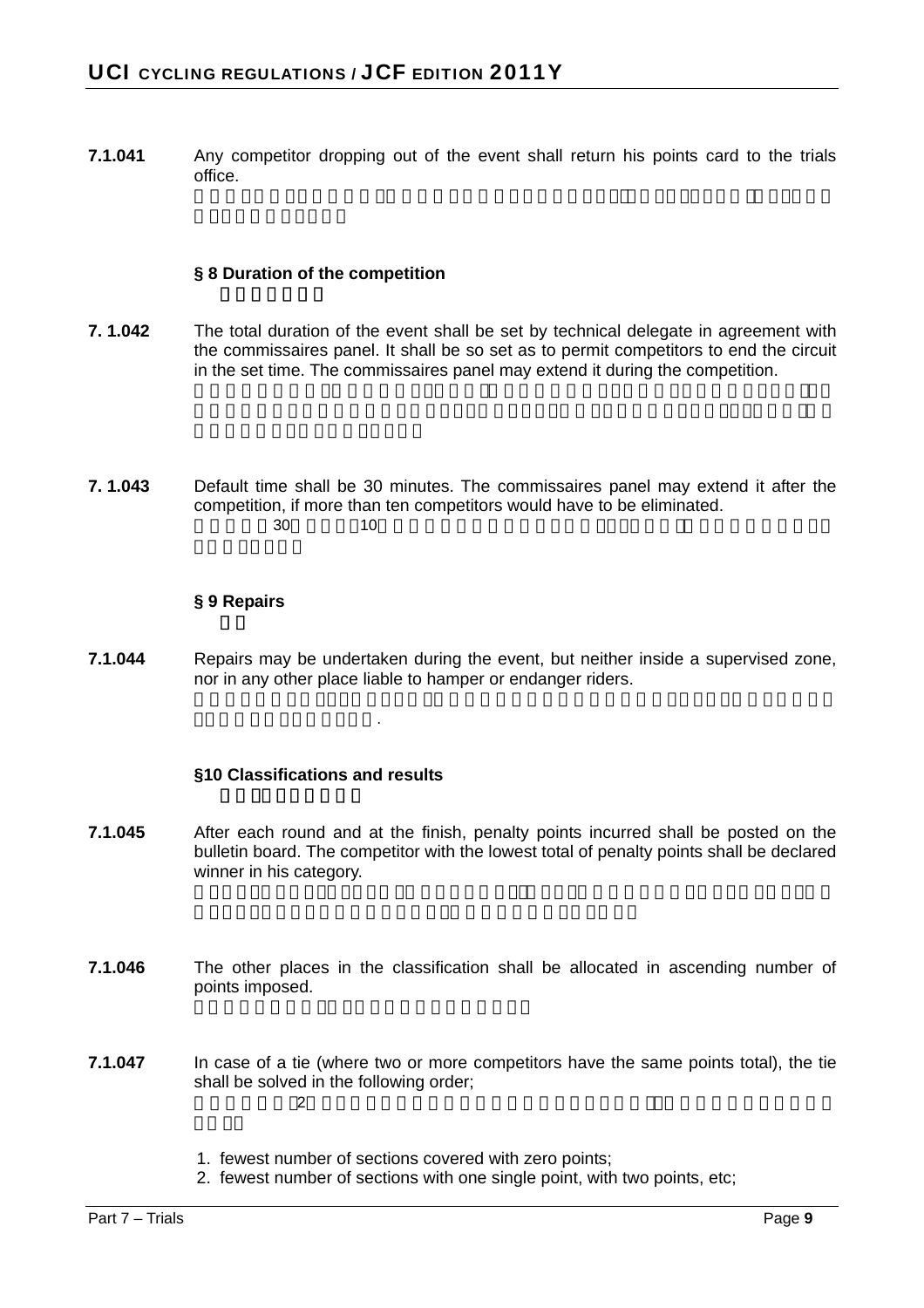**7.1.041** Any competitor dropping out of the event shall return his points card to the trials office.

### § 8 Duration of the competition

**7. 1.042** The total duration of the event shall be set by technical delegate in agreement with the commissaires panel. It shall be so set as to permit competitors to end the circuit in the set time. The commissaires panel may extend it during the competition.

**7. 1.043** Default time shall be 30 minutes. The commissaires panel may extend it after the competition, if more than ten competitors would have to be eliminated.

### § 9 Repairs

**7.1.044** Repairs may be undertaken during the event, but neither inside a supervised zone, nor in any other place liable to hamper or endanger riders.

### §10 Classifications and results

**7.1.045** After each round and at the finish, penalty points incurred shall be posted on the bulletin board. The competitor with the lowest total of penalty points shall be declared winner in his category.

**7.1.046** The other places in the classification shall be allocated in ascending number of points imposed.

**7.1.047** In case of a tie (where two or more competitors have the same points total), the tie shall be solved in the following order;

1. fewest number of sections covered with zero points;
2. fewest number of sections with one single point, with two points, etc;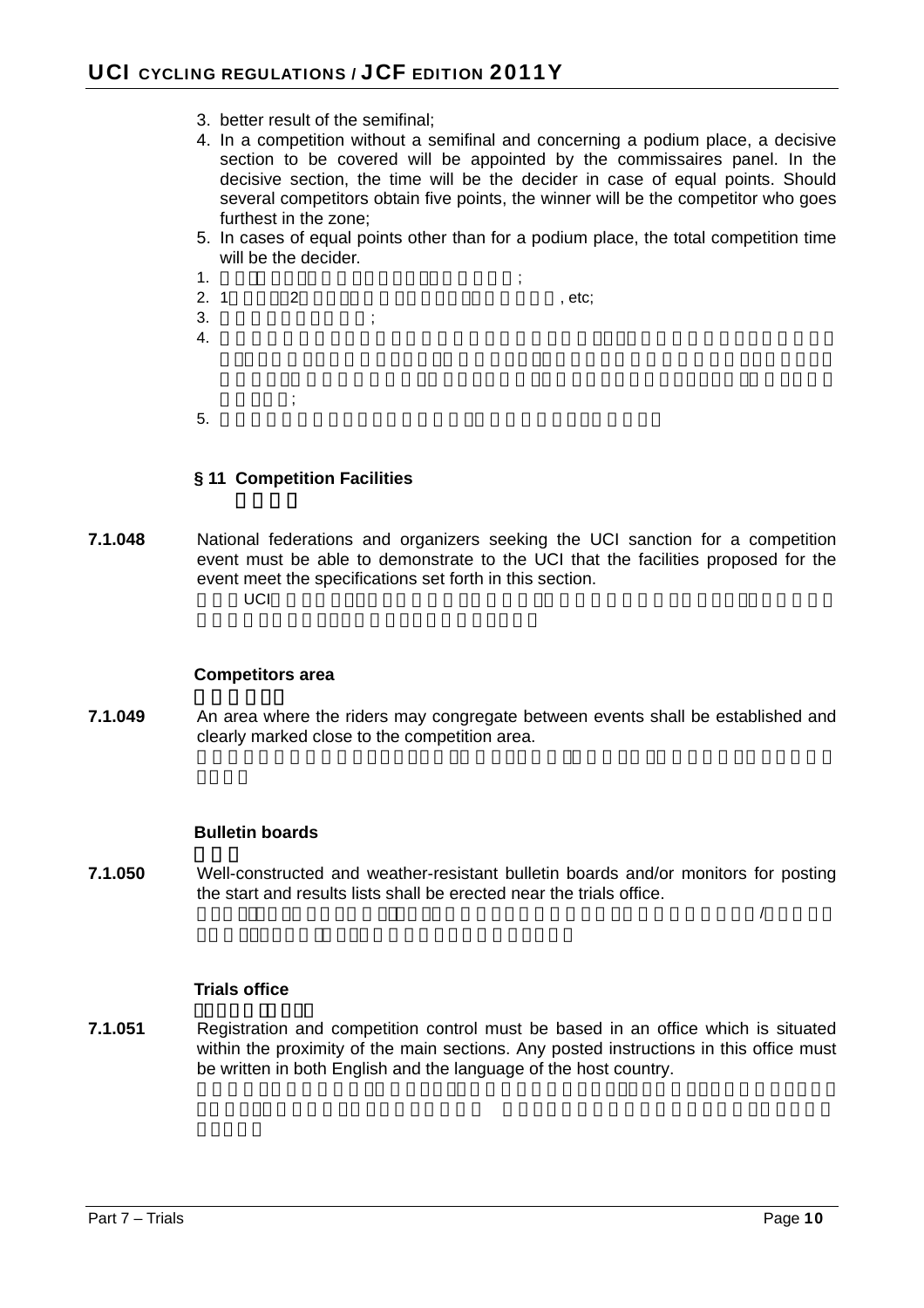3. better result of the semifinal;
4. In a competition without a semifinal and concerning a podium place, a decisive section to be covered will be appointed by the commissaires panel. In the decisive section, the time will be the decider in case of equal points. Should several competitors obtain five points, the winner will be the competitor who goes furthest in the zone;
5. In cases of equal points other than for a podium place, the total competition time will be the decider.

1. ;
2. 1 2 , etc;
3. ;
4. ;
5.

### § 11 Competition Facilities

**7.1.048** National federations and organizers seeking the UCI sanction for a competition event must be able to demonstrate to the UCI that the facilities proposed for the event meet the specifications set forth in this section.

UCI

#### Competitors area

**7.1.049** An area where the riders may congregate between events shall be established and clearly marked close to the competition area.

#### Bulletin boards

**7.1.050** Well-constructed and weather-resistant bulletin boards and/or monitors for posting the start and results lists shall be erected near the trials office.

/

#### Trials office

**7.1.051** Registration and competition control must be based in an office which is situated within the proximity of the main sections. Any posted instructions in this office must be written in both English and the language of the host country.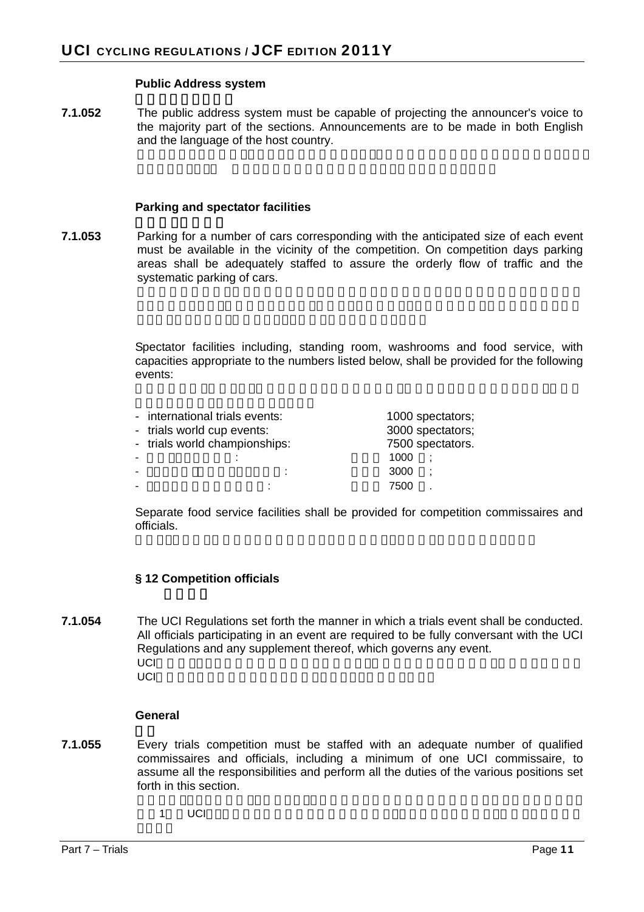#### Public Address system

**7.1.052** The public address system must be capable of projecting the announcer's voice to the majority part of the sections. Announcements are to be made in both English and the language of the host country.

#### Parking and spectator facilities

**7.1.053** Parking for a number of cars corresponding with the anticipated size of each event must be available in the vicinity of the competition. On competition days parking areas shall be adequately staffed to assure the orderly flow of traffic and the systematic parking of cars.

Spectator facilities including, standing room, washrooms and food service, with capacities appropriate to the numbers listed below, shall be provided for the following events:

- international trials events: 1000 spectators;
- trials world cup events: 3000 spectators;
- trials world championships: 7500 spectators.

Separate food service facilities shall be provided for competition commissaires and officials.

### § 12 Competition officials

**7.1.054** The UCI Regulations set forth the manner in which a trials event shall be conducted. All officials participating in an event are required to be fully conversant with the UCI Regulations and any supplement thereof, which governs any event.

#### General

**7.1.055** Every trials competition must be staffed with an adequate number of qualified commissaires and officials, including a minimum of one UCI commissaire, to assume all the responsibilities and perform all the duties of the various positions set forth in this section.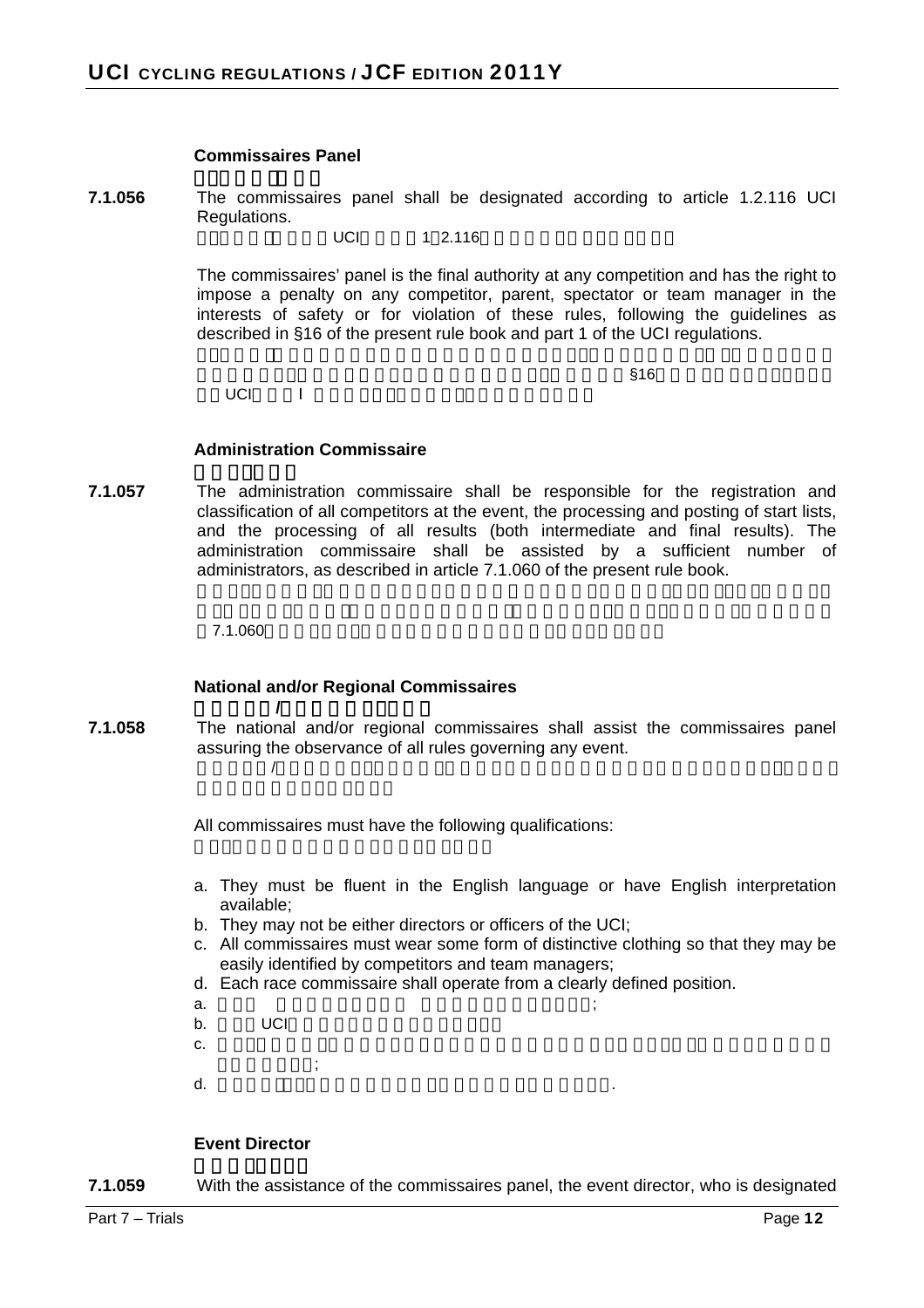### Commissaires Panel

**7.1.056** The commissaires panel shall be designated according to article 1.2.116 UCI Regulations.

The commissaires' panel is the final authority at any competition and has the right to impose a penalty on any competitor, parent, spectator or team manager in the interests of safety or for violation of these rules, following the guidelines as described in §16 of the present rule book and part 1 of the UCI regulations.

### Administration Commissaire

**7.1.057** The administration commissaire shall be responsible for the registration and classification of all competitors at the event, the processing and posting of start lists, and the processing of all results (both intermediate and final results). The administration commissaire shall be assisted by a sufficient number of administrators, as described in article 7.1.060 of the present rule book.

### National and/or Regional Commissaires

**7.1.058** The national and/or regional commissaires shall assist the commissaires panel assuring the observance of all rules governing any event.

All commissaires must have the following qualifications:

a. They must be fluent in the English language or have English interpretation available;
b. They may not be either directors or officers of the UCI;
c. All commissaires must wear some form of distinctive clothing so that they may be easily identified by competitors and team managers;
d. Each race commissaire shall operate from a clearly defined position.

### Event Director

**7.1.059** With the assistance of the commissaires panel, the event director, who is designated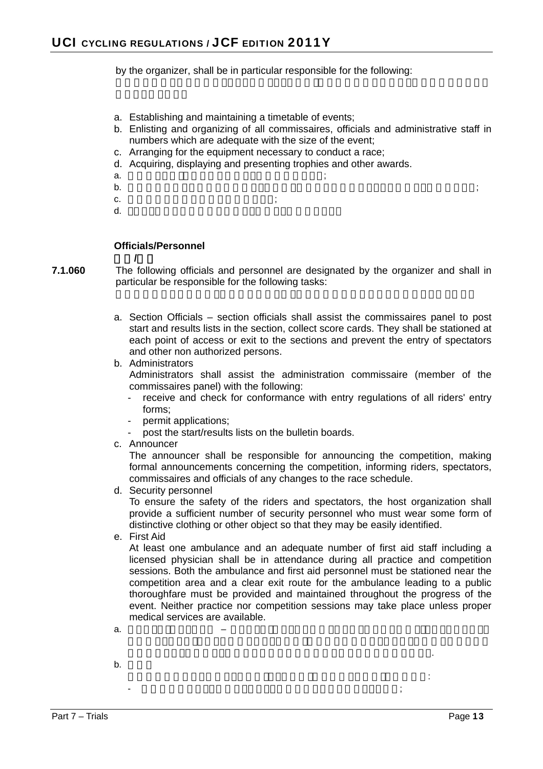by the organizer, shall be in particular responsible for the following:

a. Establishing and maintaining a timetable of events;
b. Enlisting and organizing of all commissaires, officials and administrative staff in numbers which are adequate with the size of the event;
c. Arranging for the equipment necessary to conduct a race;
d. Acquiring, displaying and presenting trophies and other awards.

### Officials/Personnel

**7.1.060** The following officials and personnel are designated by the organizer and shall in particular be responsible for the following tasks:

a. Section Officials – section officials shall assist the commissaires panel to post start and results lists in the section, collect score cards. They shall be stationed at each point of access or exit to the sections and prevent the entry of spectators and other non authorized persons.
b. Administrators
   Administrators shall assist the administration commissaire (member of the commissaires panel) with the following:
   - receive and check for conformance with entry regulations of all riders' entry forms;
   - permit applications;
   - post the start/results lists on the bulletin boards.
c. Announcer
   The announcer shall be responsible for announcing the competition, making formal announcements concerning the competition, informing riders, spectators, commissaires and officials of any changes to the race schedule.
d. Security personnel
   To ensure the safety of the riders and spectators, the host organization shall provide a sufficient number of security personnel who must wear some form of distinctive clothing or other object so that they may be easily identified.
e. First Aid
   At least one ambulance and an adequate number of first aid staff including a licensed physician shall be in attendance during all practice and competition sessions. Both the ambulance and first aid personnel must be stationed near the competition area and a clear exit route for the ambulance leading to a public thoroughfare must be provided and maintained throughout the progress of the event. Neither practice nor competition sessions may take place unless proper medical services are available.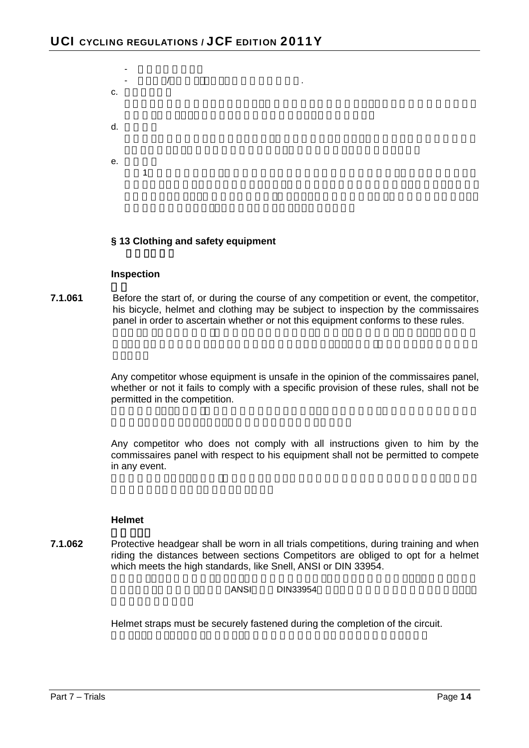§ 13 Clothing and safety equipment

**Inspection**

**7.1.061** Before the start of, or during the course of any competition or event, the competitor, his bicycle, helmet and clothing may be subject to inspection by the commissaires panel in order to ascertain whether or not this equipment conforms to these rules.

Any competitor whose equipment is unsafe in the opinion of the commissaires panel, whether or not it fails to comply with a specific provision of these rules, shall not be permitted in the competition.

Any competitor who does not comply with all instructions given to him by the commissaires panel with respect to his equipment shall not be permitted to compete in any event.

**Helmet**

**7.1.062** Protective headgear shall be worn in all trials competitions, during training and when riding the distances between sections Competitors are obliged to opt for a helmet which meets the high standards, like Snell, ANSI or DIN 33954.

Helmet straps must be securely fastened during the completion of the circuit.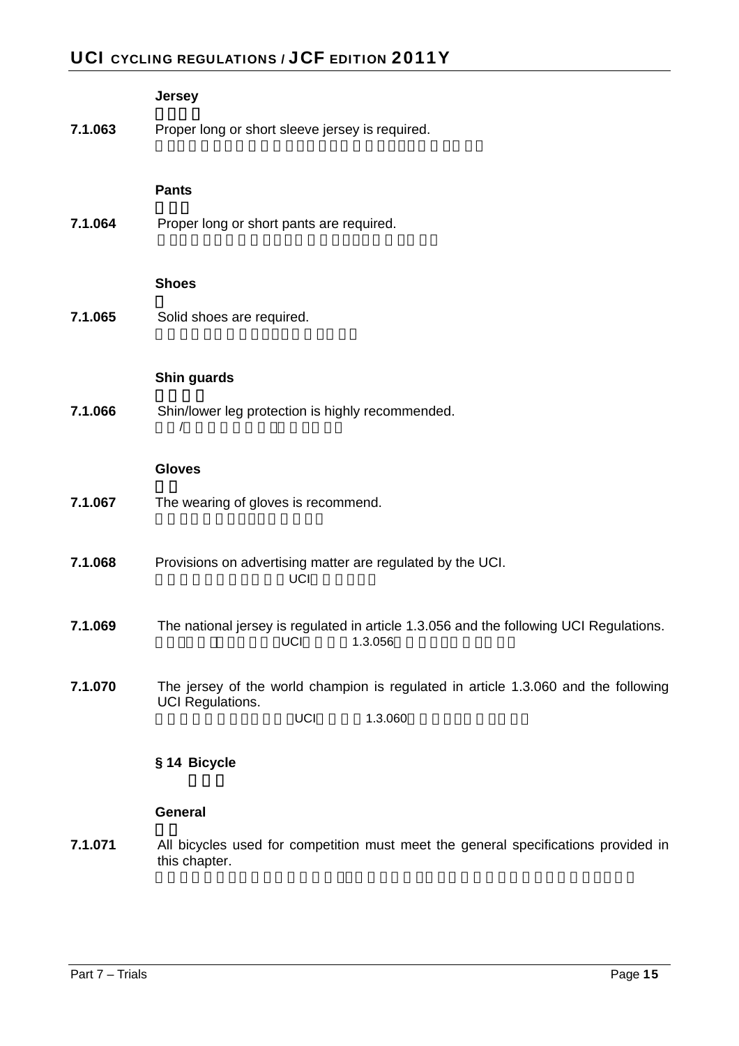**Jersey**

**7.1.063** Proper long or short sleeve jersey is required.

**Pants**

**7.1.064** Proper long or short pants are required.

**Shoes**

**7.1.065** Solid shoes are required.

**Shin guards**

**7.1.066** Shin/lower leg protection is highly recommended.

**Gloves**

**7.1.067** The wearing of gloves is recommend.

**7.1.068** Provisions on advertising matter are regulated by the UCI.

**7.1.069** The national jersey is regulated in article 1.3.056 and the following UCI Regulations.

**7.1.070** The jersey of the world champion is regulated in article 1.3.060 and the following UCI Regulations.

## § 14 Bicycle

**General**

**7.1.071** All bicycles used for competition must meet the general specifications provided in this chapter.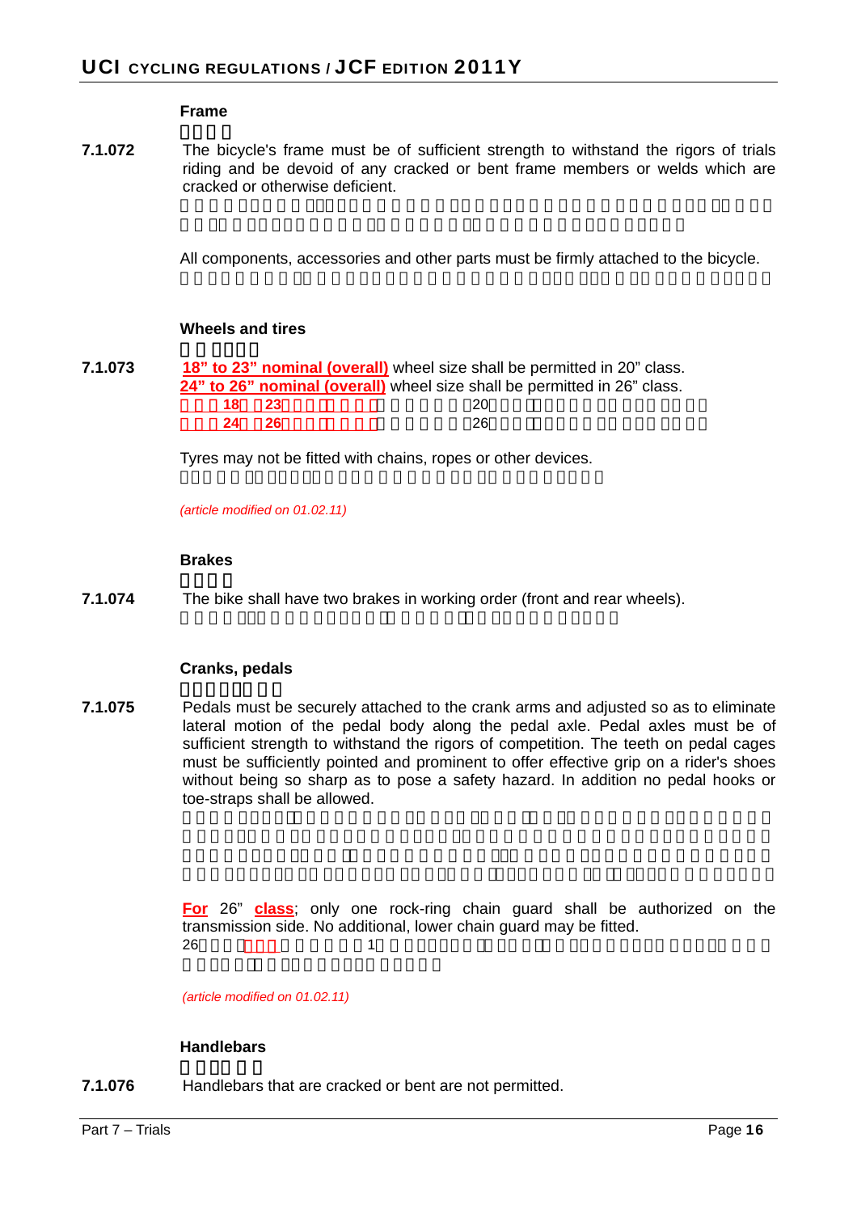### Frame

**7.1.072** The bicycle's frame must be of sufficient strength to withstand the rigors of trials riding and be devoid of any cracked or bent frame members or welds which are cracked or otherwise deficient.

All components, accessories and other parts must be firmly attached to the bicycle.

### Wheels and tires

**7.1.073** **18” to 23” nominal (overall)** wheel size shall be permitted in 20” class.
**24” to 26” nominal (overall)** wheel size shall be permitted in 26” class.

Tyres may not be fitted with chains, ropes or other devices.

*(article modified on 01.02.11)*

### Brakes

**7.1.074** The bike shall have two brakes in working order (front and rear wheels).

### Cranks, pedals

**7.1.075** Pedals must be securely attached to the crank arms and adjusted so as to eliminate lateral motion of the pedal body along the pedal axle. Pedal axles must be of sufficient strength to withstand the rigors of competition. The teeth on pedal cages must be sufficiently pointed and prominent to offer effective grip on a rider's shoes without being so sharp as to pose a safety hazard. In addition no pedal hooks or toe-straps shall be allowed.

For 26” class; only one rock-ring chain guard shall be authorized on the transmission side. No additional, lower chain guard may be fitted.

*(article modified on 01.02.11)*

### Handlebars

**7.1.076** Handlebars that are cracked or bent are not permitted.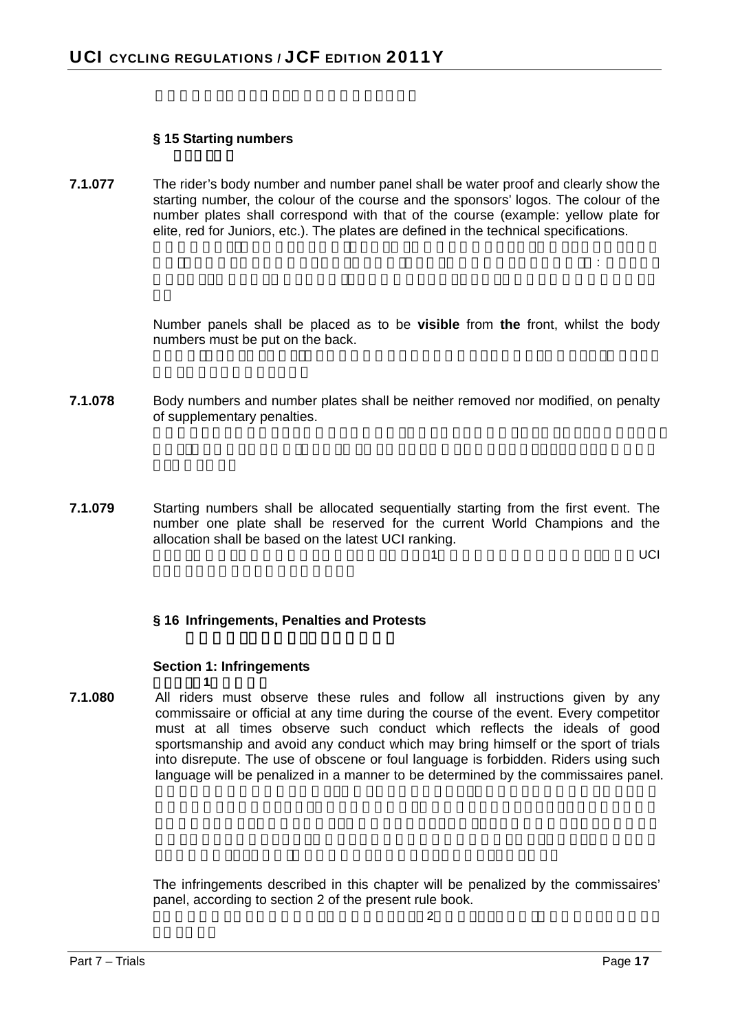## § 15 Starting numbers

**7.1.077** The rider's body number and number panel shall be water proof and clearly show the starting number, the colour of the course and the sponsors' logos. The colour of the number plates shall correspond with that of the course (example: yellow plate for elite, red for Juniors, etc.). The plates are defined in the technical specifications.

Number panels shall be placed as to be **visible** from **the** front, whilst the body numbers must be put on the back.

**7.1.078** Body numbers and number plates shall be neither removed nor modified, on penalty of supplementary penalties.

**7.1.079** Starting numbers shall be allocated sequentially starting from the first event. The number one plate shall be reserved for the current World Champions and the allocation shall be based on the latest UCI ranking.

## § 16 Infringements, Penalties and Protests

### Section 1: Infringements

**7.1.080** All riders must observe these rules and follow all instructions given by any commissaire or official at any time during the course of the event. Every competitor must at all times observe such conduct which reflects the ideals of good sportsmanship and avoid any conduct which may bring himself or the sport of trials into disrepute. The use of obscene or foul language is forbidden. Riders using such language will be penalized in a manner to be determined by the commissaires panel.

The infringements described in this chapter will be penalized by the commissaires' panel, according to section 2 of the present rule book.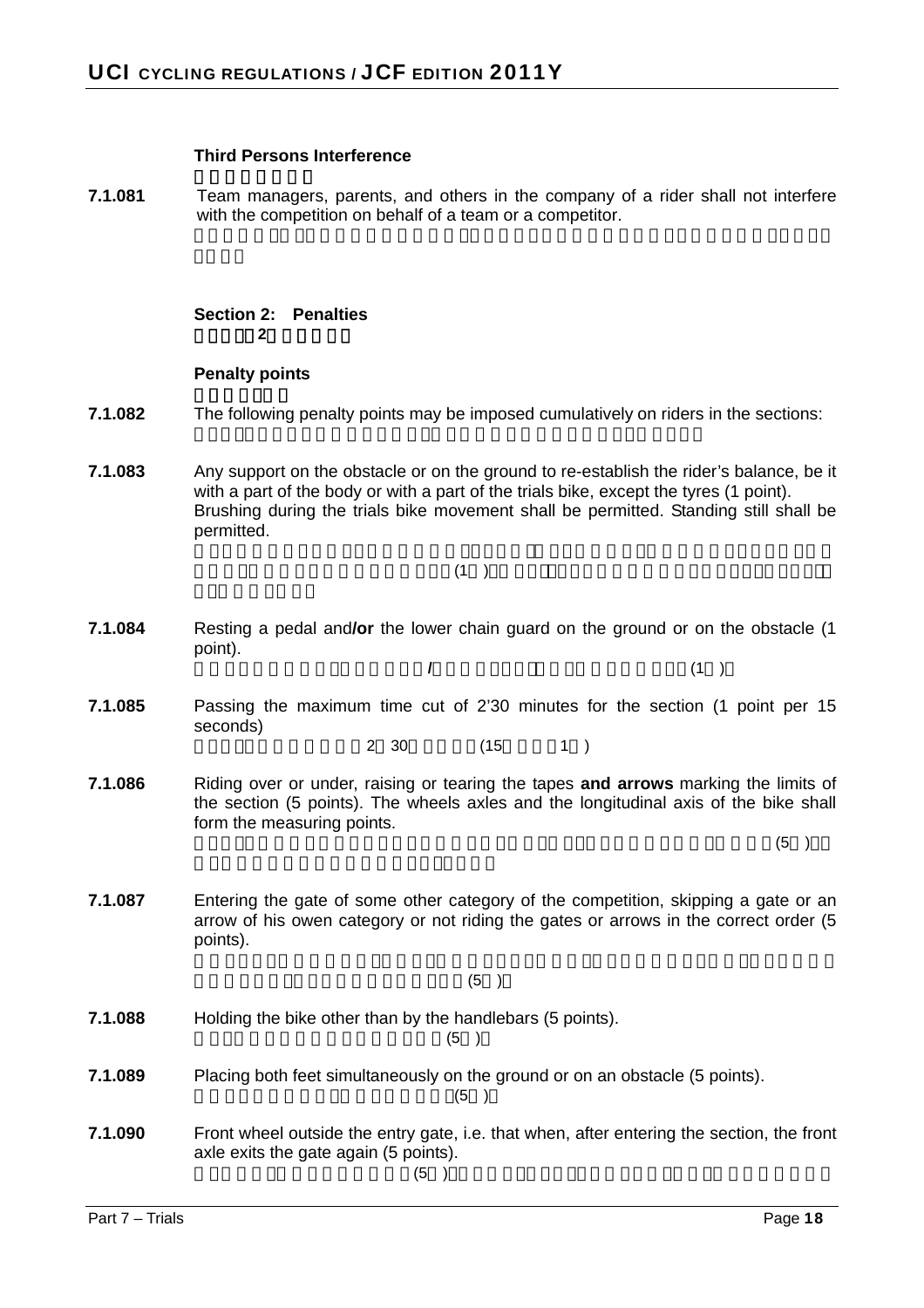### Third Persons Interference

**7.1.081** Team managers, parents, and others in the company of a rider shall not interfere with the competition on behalf of a team or a competitor.

## Section 2: Penalties

### Penalty points

**7.1.082** The following penalty points may be imposed cumulatively on riders in the sections:

**7.1.083** Any support on the obstacle or on the ground to re-establish the rider's balance, be it with a part of the body or with a part of the trials bike, except the tyres (1 point). Brushing during the trials bike movement shall be permitted. Standing still shall be permitted.

**7.1.084** Resting a pedal and**/or** the lower chain guard on the ground or on the obstacle (1 point).

**7.1.085** Passing the maximum time cut of 2'30 minutes for the section (1 point per 15 seconds)

**7.1.086** Riding over or under, raising or tearing the tapes **and arrows** marking the limits of the section (5 points). The wheels axles and the longitudinal axis of the bike shall form the measuring points.

**7.1.087** Entering the gate of some other category of the competition, skipping a gate or an arrow of his owen category or not riding the gates or arrows in the correct order (5 points).

**7.1.088** Holding the bike other than by the handlebars (5 points).

**7.1.089** Placing both feet simultaneously on the ground or on an obstacle (5 points).

**7.1.090** Front wheel outside the entry gate, i.e. that when, after entering the section, the front axle exits the gate again (5 points).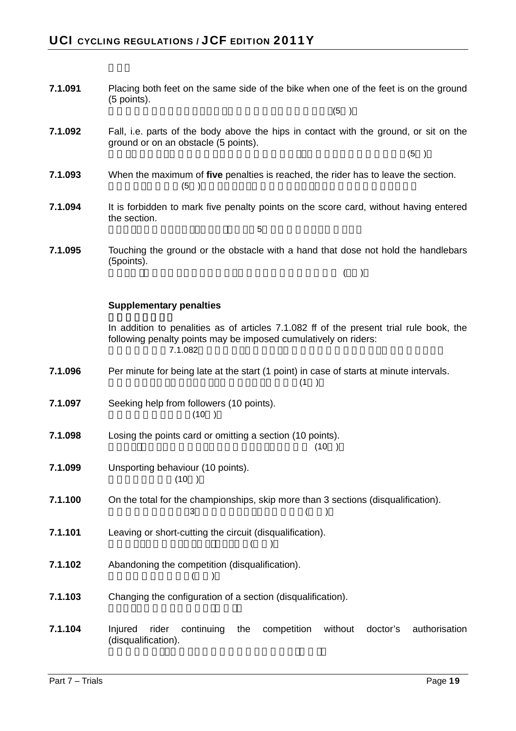**7.1.091** Placing both feet on the same side of the bike when one of the feet is on the ground (5 points).

**7.1.092** Fall, i.e. parts of the body above the hips in contact with the ground, or sit on the ground or on an obstacle (5 points).

**7.1.093** When the maximum of **five** penalties is reached, the rider has to leave the section.

**7.1.094** It is forbidden to mark five penalty points on the score card, without having entered the section.

**7.1.095** Touching the ground or the obstacle with a hand that dose not hold the handlebars (5points).

**Supplementary penalties**

In addition to penalities as of articles 7.1.082 ff of the present trial rule book, the following penalty points may be imposed cumulatively on riders:

**7.1.096** Per minute for being late at the start (1 point) in case of starts at minute intervals.

**7.1.097** Seeking help from followers (10 points).

**7.1.098** Losing the points card or omitting a section (10 points).

**7.1.099** Unsporting behaviour (10 points).

**7.1.100** On the total for the championships, skip more than 3 sections (disqualification).

**7.1.101** Leaving or short-cutting the circuit (disqualification).

**7.1.102** Abandoning the competition (disqualification).

**7.1.103** Changing the configuration of a section (disqualification).

**7.1.104** Injured rider continuing the competition without doctor's authorisation (disqualification).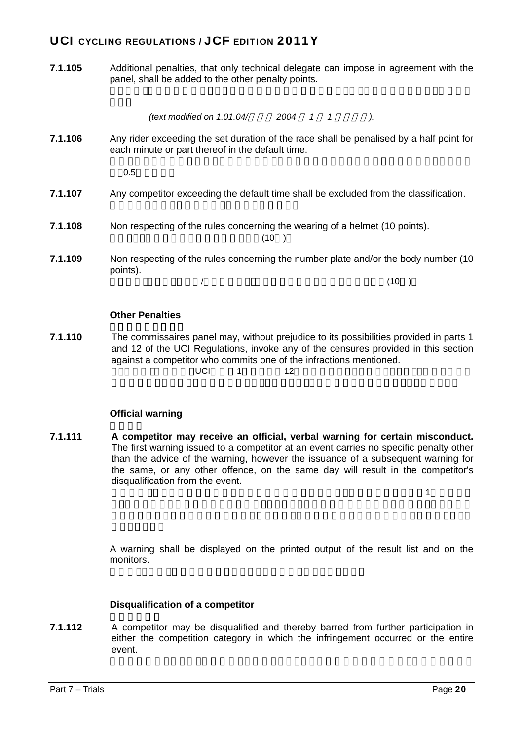**7.1.105** Additional penalties, that only technical delegate can impose in agreement with the panel, shall be added to the other penalty points.

*(text modified on 1.01.04/ 2004 1 1 ).*

**7.1.106** Any rider exceeding the set duration of the race shall be penalised by a half point for each minute or part thereof in the default time.

**7.1.107** Any competitor exceeding the default time shall be excluded from the classification.

**7.1.108** Non respecting of the rules concerning the wearing of a helmet (10 points).

**7.1.109** Non respecting of the rules concerning the number plate and/or the body number (10 points).

### Other Penalties

**7.1.110** The commissaires panel may, without prejudice to its possibilities provided in parts 1 and 12 of the UCI Regulations, invoke any of the censures provided in this section against a competitor who commits one of the infractions mentioned.

### Official warning

**7.1.111** **A competitor may receive an official, verbal warning for certain misconduct.** The first warning issued to a competitor at an event carries no specific penalty other than the advice of the warning, however the issuance of a subsequent warning for the same, or any other offence, on the same day will result in the competitor's disqualification from the event.

A warning shall be displayed on the printed output of the result list and on the monitors.

### Disqualification of a competitor

**7.1.112** A competitor may be disqualified and thereby barred from further participation in either the competition category in which the infringement occurred or the entire event.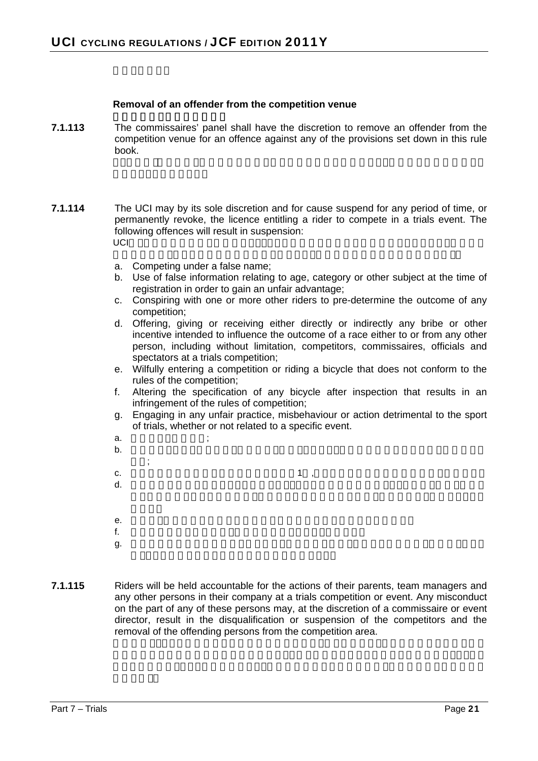### Removal of an offender from the competition venue

**7.1.113** The commissaires' panel shall have the discretion to remove an offender from the competition venue for an offence against any of the provisions set down in this rule book.

**7.1.114** The UCI may by its sole discretion and for cause suspend for any period of time, or permanently revoke, the licence entitling a rider to compete in a trials event. The following offences will result in suspension:

a. Competing under a false name;
b. Use of false information relating to age, category or other subject at the time of registration in order to gain an unfair advantage;
c. Conspiring with one or more other riders to pre-determine the outcome of any competition;
d. Offering, giving or receiving either directly or indirectly any bribe or other incentive intended to influence the outcome of a race either to or from any other person, including without limitation, competitors, commissaires, officials and spectators at a trials competition;
e. Wilfully entering a competition or riding a bicycle that does not conform to the rules of the competition;
f. Altering the specification of any bicycle after inspection that results in an infringement of the rules of competition;
g. Engaging in any unfair practice, misbehaviour or action detrimental to the sport of trials, whether or not related to a specific event.

**7.1.115** Riders will be held accountable for the actions of their parents, team managers and any other persons in their company at a trials competition or event. Any misconduct on the part of any of these persons may, at the discretion of a commissaire or event director, result in the disqualification or suspension of the competitors and the removal of the offending persons from the competition area.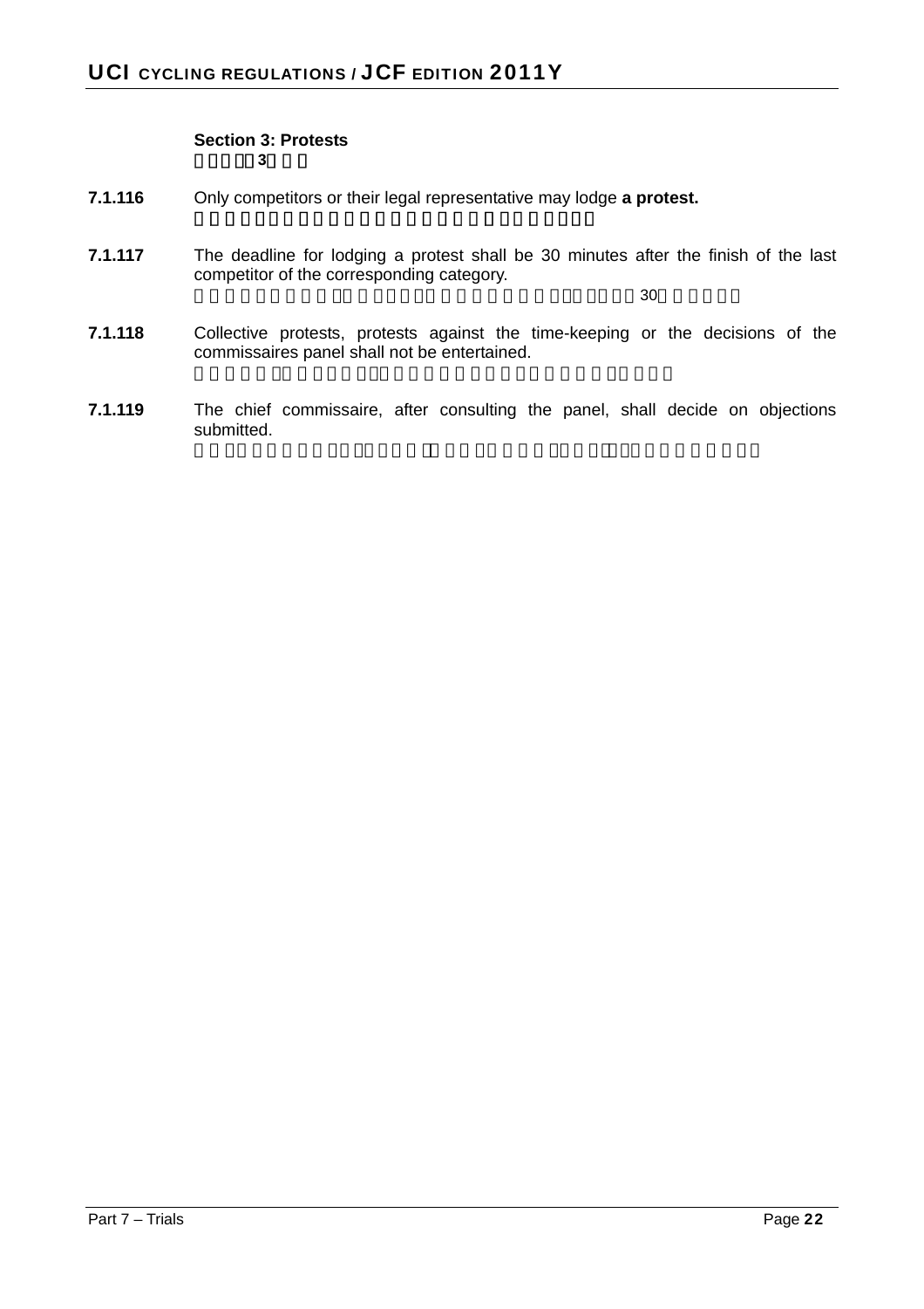### Section 3: Protests

**7.1.116** Only competitors or their legal representative may lodge **a protest.**

**7.1.117** The deadline for lodging a protest shall be 30 minutes after the finish of the last competitor of the corresponding category.

**7.1.118** Collective protests, protests against the time-keeping or the decisions of the commissaires panel shall not be entertained.

**7.1.119** The chief commissaire, after consulting the panel, shall decide on objections submitted.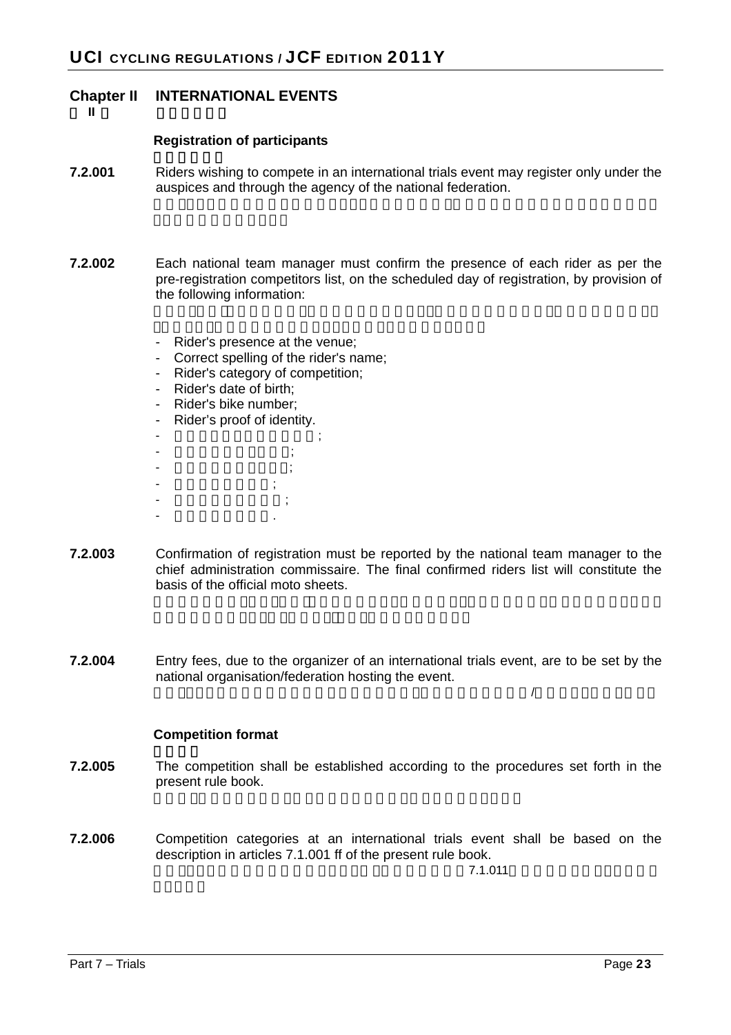## Chapter II INTERNATIONAL EVENTS

### Registration of participants

**7.2.001** Riders wishing to compete in an international trials event may register only under the auspices and through the agency of the national federation.

**7.2.002** Each national team manager must confirm the presence of each rider as per the pre-registration competitors list, on the scheduled day of registration, by provision of the following information:

- Rider's presence at the venue;
- Correct spelling of the rider's name;
- Rider's category of competition;
- Rider's date of birth;
- Rider's bike number;
- Rider's proof of identity.

**7.2.003** Confirmation of registration must be reported by the national team manager to the chief administration commissaire. The final confirmed riders list will constitute the basis of the official moto sheets.

**7.2.004** Entry fees, due to the organizer of an international trials event, are to be set by the national organisation/federation hosting the event.

### Competition format

**7.2.005** The competition shall be established according to the procedures set forth in the present rule book.

**7.2.006** Competition categories at an international trials event shall be based on the description in articles 7.1.001 ff of the present rule book.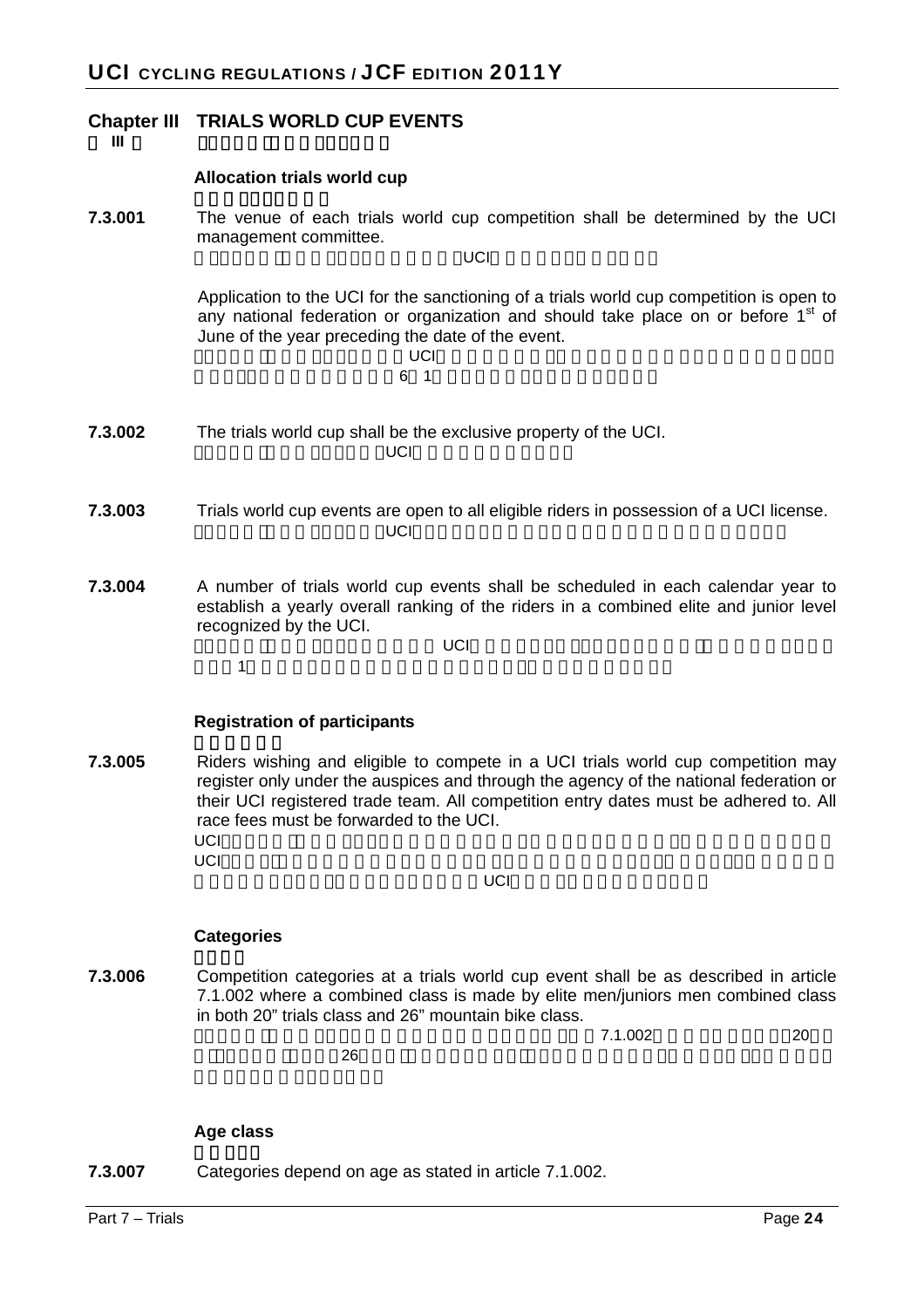## Chapter III TRIALS WORLD CUP EVENTS

### Allocation trials world cup

**7.3.001** The venue of each trials world cup competition shall be determined by the UCI management committee.

Application to the UCI for the sanctioning of a trials world cup competition is open to any national federation or organization and should take place on or before 1st of June of the year preceding the date of the event.

**7.3.002** The trials world cup shall be the exclusive property of the UCI.

**7.3.003** Trials world cup events are open to all eligible riders in possession of a UCI license.

**7.3.004** A number of trials world cup events shall be scheduled in each calendar year to establish a yearly overall ranking of the riders in a combined elite and junior level recognized by the UCI.

### Registration of participants

**7.3.005** Riders wishing and eligible to compete in a UCI trials world cup competition may register only under the auspices and through the agency of the national federation or their UCI registered trade team. All competition entry dates must be adhered to. All race fees must be forwarded to the UCI.

### Categories

**7.3.006** Competition categories at a trials world cup event shall be as described in article 7.1.002 where a combined class is made by elite men/juniors men combined class in both 20" trials class and 26" mountain bike class.

### Age class

**7.3.007** Categories depend on age as stated in article 7.1.002.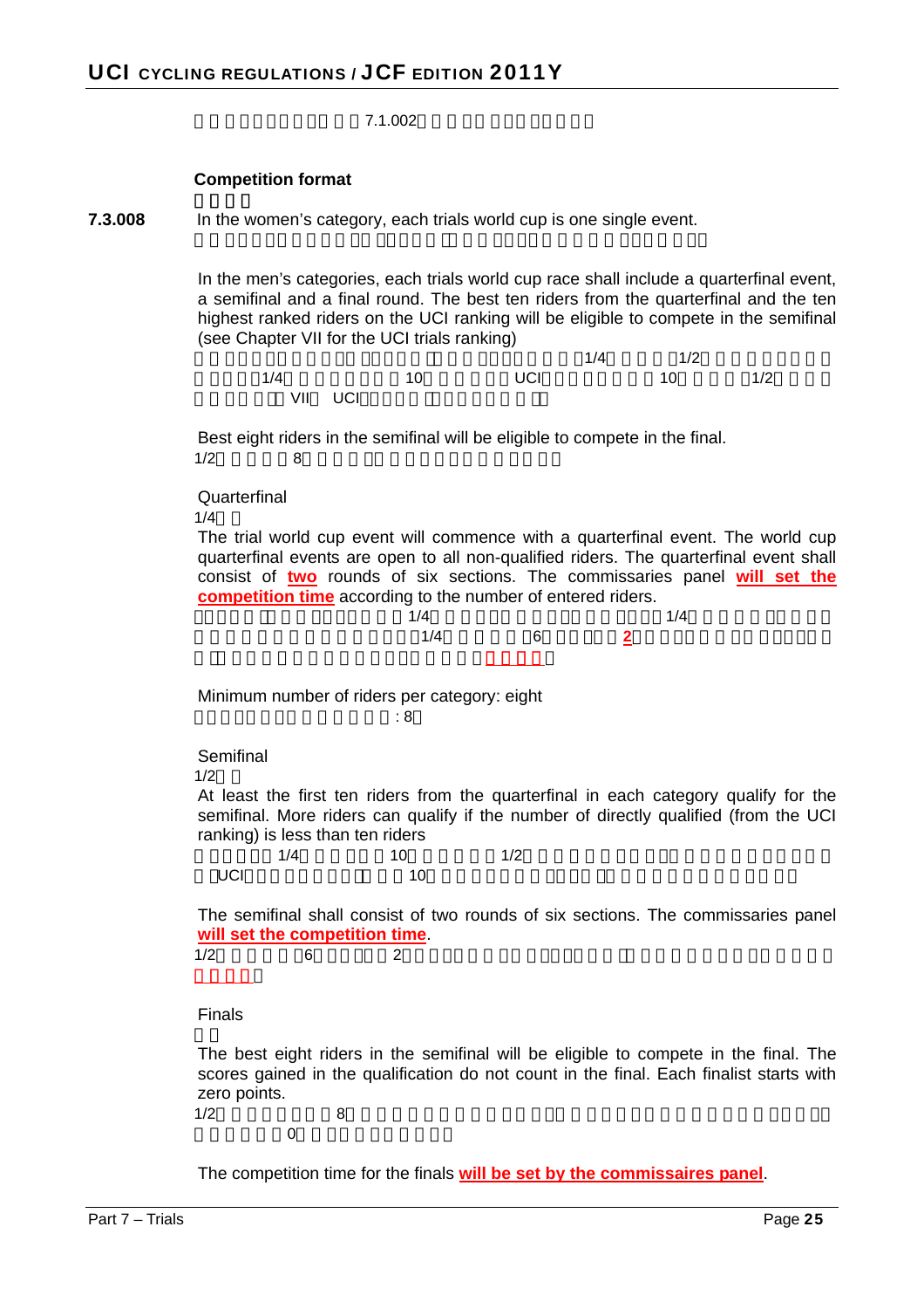**Competition format**

**7.3.008** In the women's category, each trials world cup is one single event.

In the men's categories, each trials world cup race shall include a quarterfinal event, a semifinal and a final round. The best ten riders from the quarterfinal and the ten highest ranked riders on the UCI ranking will be eligible to compete in the semifinal (see Chapter VII for the UCI trials ranking)

Best eight riders in the semifinal will be eligible to compete in the final.

Quarterfinal

The trial world cup event will commence with a quarterfinal event. The world cup quarterfinal events are open to all non-qualified riders. The quarterfinal event shall consist of **two** rounds of six sections. The commissaries panel **will set the competition time** according to the number of entered riders.

Minimum number of riders per category: eight

Semifinal

At least the first ten riders from the quarterfinal in each category qualify for the semifinal. More riders can qualify if the number of directly qualified (from the UCI ranking) is less than ten riders

The semifinal shall consist of two rounds of six sections. The commissaries panel **will set the competition time**.

Finals

The best eight riders in the semifinal will be eligible to compete in the final. The scores gained in the qualification do not count in the final. Each finalist starts with zero points.

The competition time for the finals **will be set by the commissaires panel**.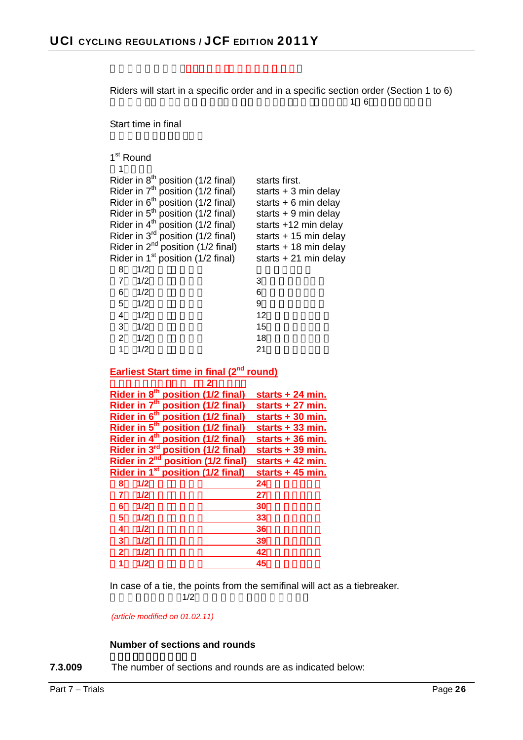Riders will start in a specific order and in a specific section order (Section 1 to 6)

Start time in final

1st Round

| | |
|---|---|
| Rider in 8th position (1/2 final) | starts first. |
| Rider in 7th position (1/2 final) | starts + 3 min delay |
| Rider in 6th position (1/2 final) | starts + 6 min delay |
| Rider in 5th position (1/2 final) | starts + 9 min delay |
| Rider in 4th position (1/2 final) | starts +12 min delay |
| Rider in 3rd position (1/2 final) | starts + 15 min delay |
| Rider in 2nd position (1/2 final) | starts + 18 min delay |
| Rider in 1st position (1/2 final) | starts + 21 min delay |

**Earliest Start time in final (2nd round)**

| | |
|---|---|
| **Rider in 8th position (1/2 final)** | **starts + 24 min.** |
| **Rider in 7th position (1/2 final)** | **starts + 27 min.** |
| **Rider in 6th position (1/2 final)** | **starts + 30 min.** |
| **Rider in 5th position (1/2 final)** | **starts + 33 min.** |
| **Rider in 4th position (1/2 final)** | **starts + 36 min.** |
| **Rider in 3rd position (1/2 final)** | **starts + 39 min.** |
| **Rider in 2nd position (1/2 final)** | **starts + 42 min.** |
| **Rider in 1st position (1/2 final)** | **starts + 45 min.** |

In case of a tie, the points from the semifinal will act as a tiebreaker.

*(article modified on 01.02.11)*

**Number of sections and rounds**

7.3.009 The number of sections and rounds are as indicated below: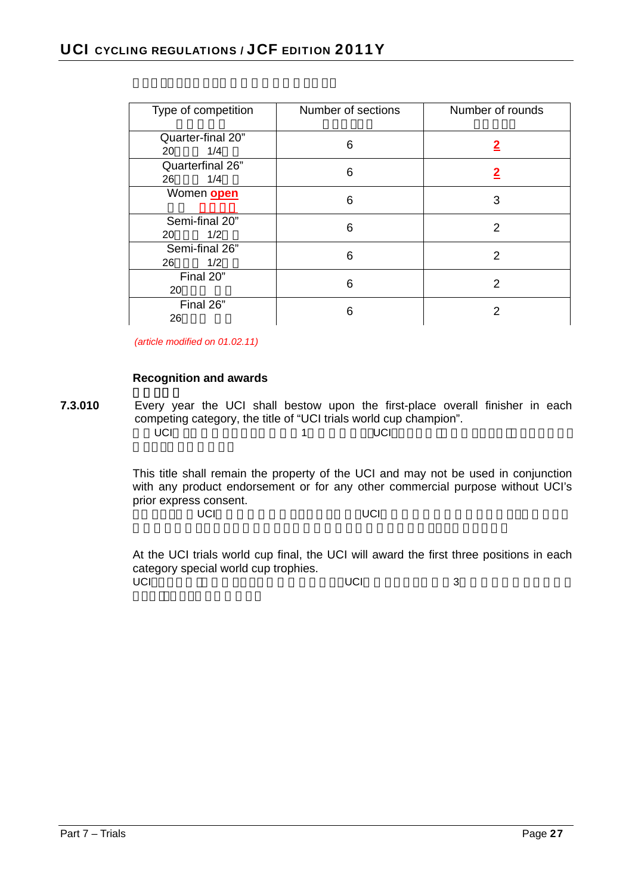| Type of competition | Number of sections | Number of rounds |
|---|---|---|
| Quarter-final 20"<br>20 1/4 | 6 | **2** |
| Quarterfinal 26"<br>26 1/4 | 6 | **2** |
| Women **open** | 6 | 3 |
| Semi-final 20"<br>20 1/2 | 6 | 2 |
| Semi-final 26"<br>26 1/2 | 6 | 2 |
| Final 20"<br>20 | 6 | 2 |
| Final 26"<br>26 | 6 | 2 |

*(article modified on 01.02.11)*

**Recognition and awards**

**7.3.010** Every year the UCI shall bestow upon the first-place overall finisher in each competing category, the title of "UCI trials world cup champion".

UCI 1 UCI

This title shall remain the property of the UCI and may not be used in conjunction with any product endorsement or for any other commercial purpose without UCI's prior express consent.

UCI UCI

At the UCI trials world cup final, the UCI will award the first three positions in each category special world cup trophies.

UCI UCI 3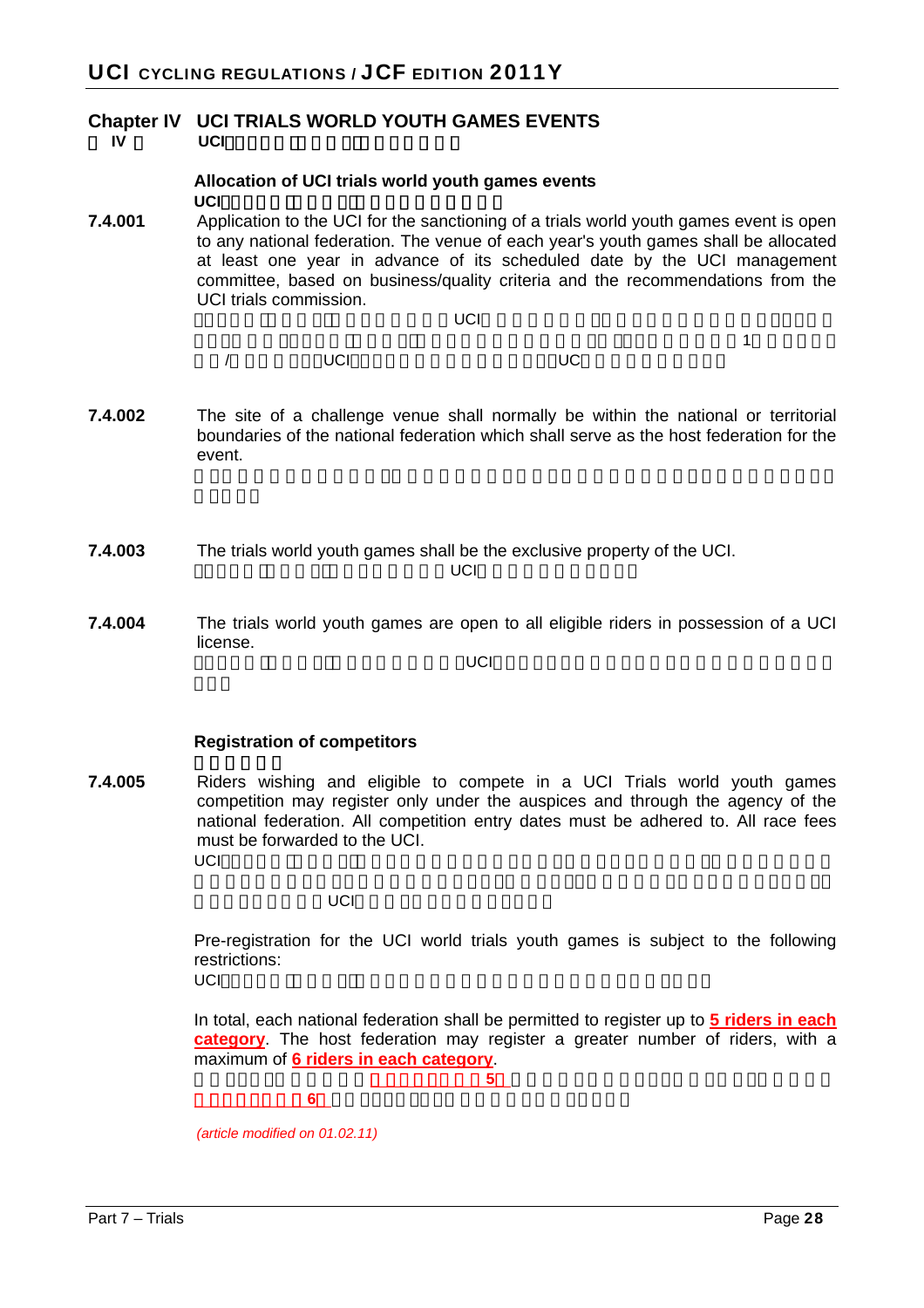## Chapter IV UCI TRIALS WORLD YOUTH GAMES EVENTS

### Allocation of UCI trials world youth games events

**7.4.001** Application to the UCI for the sanctioning of a trials world youth games event is open to any national federation. The venue of each year's youth games shall be allocated at least one year in advance of its scheduled date by the UCI management committee, based on business/quality criteria and the recommendations from the UCI trials commission.

**7.4.002** The site of a challenge venue shall normally be within the national or territorial boundaries of the national federation which shall serve as the host federation for the event.

**7.4.003** The trials world youth games shall be the exclusive property of the UCI.

**7.4.004** The trials world youth games are open to all eligible riders in possession of a UCI license.

### Registration of competitors

**7.4.005** Riders wishing and eligible to compete in a UCI Trials world youth games competition may register only under the auspices and through the agency of the national federation. All competition entry dates must be adhered to. All race fees must be forwarded to the UCI.

Pre-registration for the UCI world trials youth games is subject to the following restrictions:

In total, each national federation shall be permitted to register up to **5 riders in each category**. The host federation may register a greater number of riders, with a maximum of **6 riders in each category**.

*(article modified on 01.02.11)*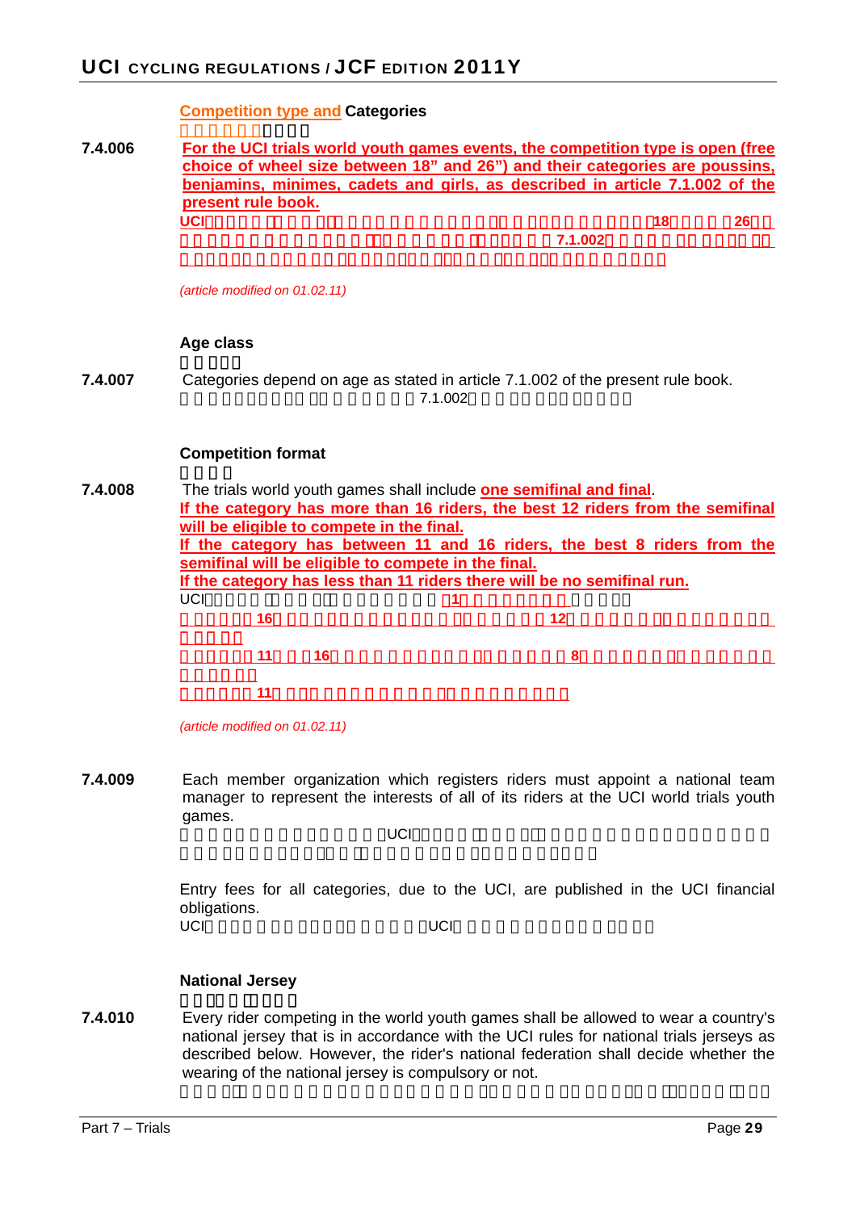**Competition type and Categories**

**7.4.006** **For the UCI trials world youth games events, the competition type is open (free choice of wheel size between 18" and 26") and their categories are poussins, benjamins, minimes, cadets and girls, as described in article 7.1.002 of the present rule book.**

*(article modified on 01.02.11)*

**Age class**

**7.4.007** Categories depend on age as stated in article 7.1.002 of the present rule book.

**Competition format**

**7.4.008** The trials world youth games shall include **one semifinal and final**.
**If the category has more than 16 riders, the best 12 riders from the semifinal will be eligible to compete in the final.**
**If the category has between 11 and 16 riders, the best 8 riders from the semifinal will be eligible to compete in the final.**
**If the category has less than 11 riders there will be no semifinal run.**

*(article modified on 01.02.11)*

**7.4.009** Each member organization which registers riders must appoint a national team manager to represent the interests of all of its riders at the UCI world trials youth games.

Entry fees for all categories, due to the UCI, are published in the UCI financial obligations.

**National Jersey**

**7.4.010** Every rider competing in the world youth games shall be allowed to wear a country's national jersey that is in accordance with the UCI rules for national trials jerseys as described below. However, the rider's national federation shall decide whether the wearing of the national jersey is compulsory or not.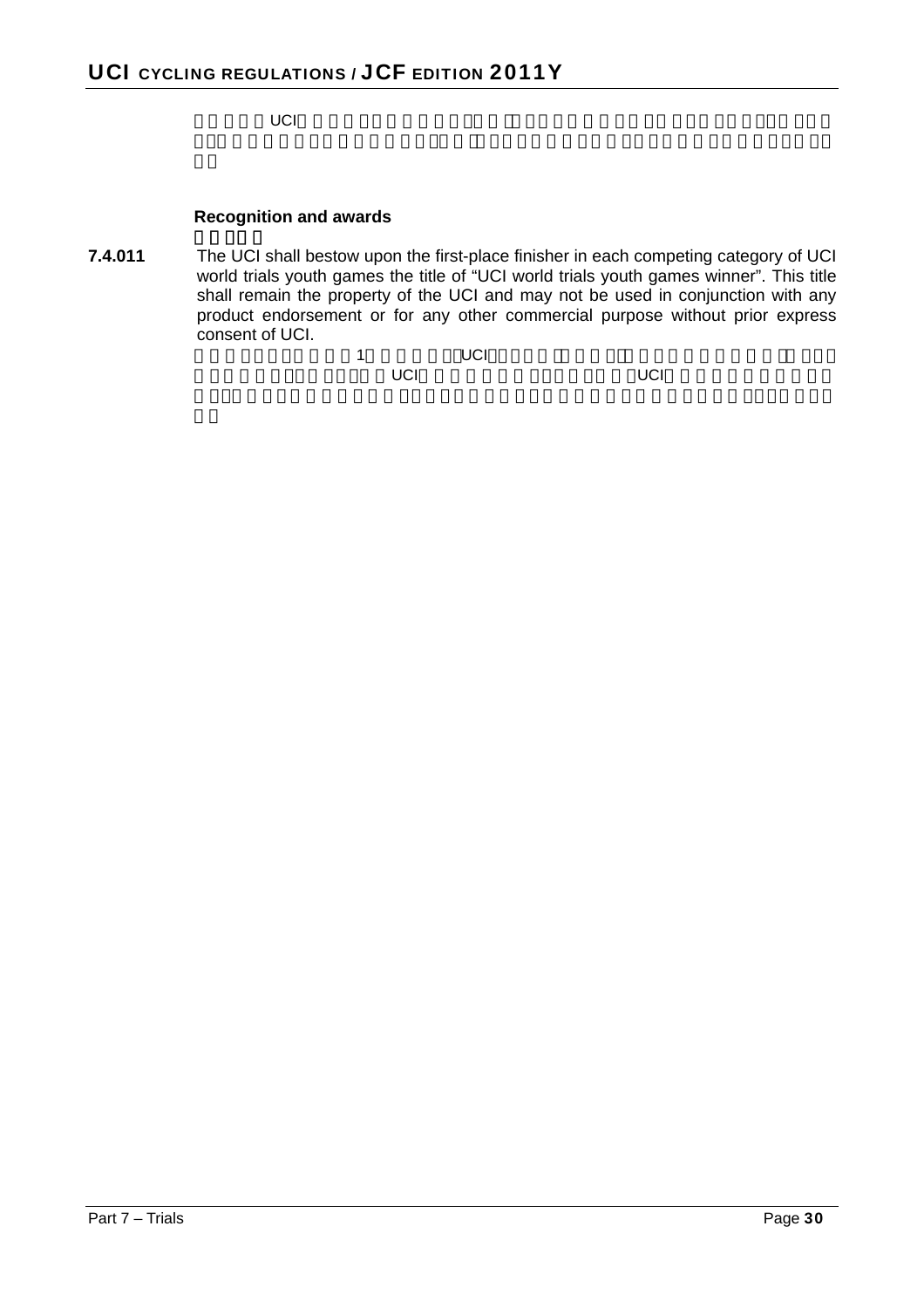**Recognition and awards**

**7.4.011** The UCI shall bestow upon the first-place finisher in each competing category of UCI world trials youth games the title of "UCI world trials youth games winner". This title shall remain the property of the UCI and may not be used in conjunction with any product endorsement or for any other commercial purpose without prior express consent of UCI.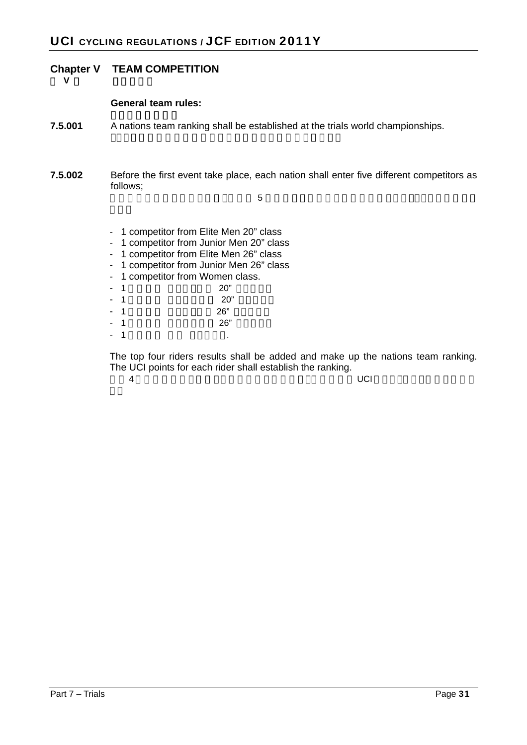## Chapter V TEAM COMPETITION

### General team rules:

**7.5.001** A nations team ranking shall be established at the trials world championships.

**7.5.002** Before the first event take place, each nation shall enter five different competitors as follows;

- 1 competitor from Elite Men 20” class
- 1 competitor from Junior Men 20” class
- 1 competitor from Elite Men 26” class
- 1 competitor from Junior Men 26” class
- 1 competitor from Women class.

The top four riders results shall be added and make up the nations team ranking. The UCI points for each rider shall establish the ranking.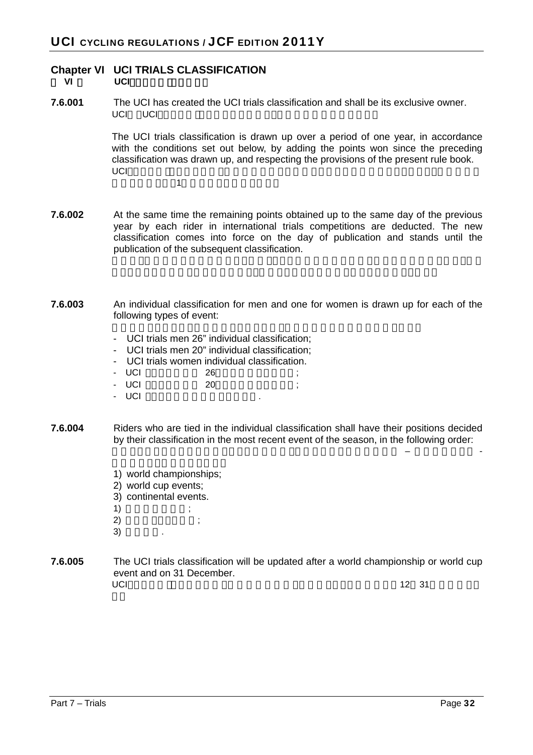## Chapter VI UCI TRIALS CLASSIFICATION

**7.6.001** The UCI has created the UCI trials classification and shall be its exclusive owner.

The UCI trials classification is drawn up over a period of one year, in accordance with the conditions set out below, by adding the points won since the preceding classification was drawn up, and respecting the provisions of the present rule book.

**7.6.002** At the same time the remaining points obtained up to the same day of the previous year by each rider in international trials competitions are deducted. The new classification comes into force on the day of publication and stands until the publication of the subsequent classification.

**7.6.003** An individual classification for men and one for women is drawn up for each of the following types of event:

- UCI trials men 26” individual classification;
- UCI trials men 20” individual classification;
- UCI trials women individual classification.

**7.6.004** Riders who are tied in the individual classification shall have their positions decided by their classification in the most recent event of the season, in the following order:

1) world championships;
2) world cup events;
3) continental events.

**7.6.005** The UCI trials classification will be updated after a world championship or world cup event and on 31 December.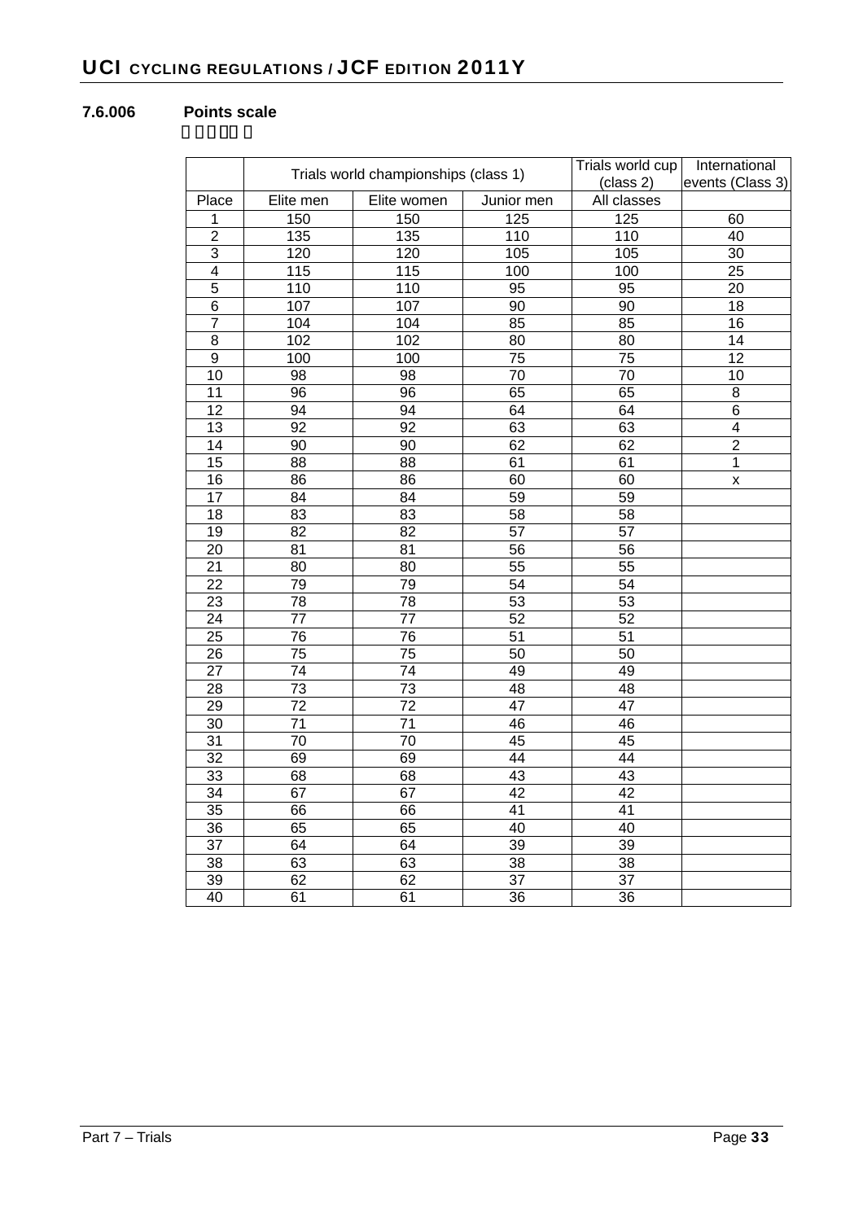### 7.6.006 Points scale

| | Trials world championships (class 1) | | | Trials world cup (class 2) | International events (Class 3) |
|---|---|---|---|---|---|
| Place | Elite men | Elite women | Junior men | All classes | |
| 1 | 150 | 150 | 125 | 125 | 60 |
| 2 | 135 | 135 | 110 | 110 | 40 |
| 3 | 120 | 120 | 105 | 105 | 30 |
| 4 | 115 | 115 | 100 | 100 | 25 |
| 5 | 110 | 110 | 95 | 95 | 20 |
| 6 | 107 | 107 | 90 | 90 | 18 |
| 7 | 104 | 104 | 85 | 85 | 16 |
| 8 | 102 | 102 | 80 | 80 | 14 |
| 9 | 100 | 100 | 75 | 75 | 12 |
| 10 | 98 | 98 | 70 | 70 | 10 |
| 11 | 96 | 96 | 65 | 65 | 8 |
| 12 | 94 | 94 | 64 | 64 | 6 |
| 13 | 92 | 92 | 63 | 63 | 4 |
| 14 | 90 | 90 | 62 | 62 | 2 |
| 15 | 88 | 88 | 61 | 61 | 1 |
| 16 | 86 | 86 | 60 | 60 | x |
| 17 | 84 | 84 | 59 | 59 | |
| 18 | 83 | 83 | 58 | 58 | |
| 19 | 82 | 82 | 57 | 57 | |
| 20 | 81 | 81 | 56 | 56 | |
| 21 | 80 | 80 | 55 | 55 | |
| 22 | 79 | 79 | 54 | 54 | |
| 23 | 78 | 78 | 53 | 53 | |
| 24 | 77 | 77 | 52 | 52 | |
| 25 | 76 | 76 | 51 | 51 | |
| 26 | 75 | 75 | 50 | 50 | |
| 27 | 74 | 74 | 49 | 49 | |
| 28 | 73 | 73 | 48 | 48 | |
| 29 | 72 | 72 | 47 | 47 | |
| 30 | 71 | 71 | 46 | 46 | |
| 31 | 70 | 70 | 45 | 45 | |
| 32 | 69 | 69 | 44 | 44 | |
| 33 | 68 | 68 | 43 | 43 | |
| 34 | 67 | 67 | 42 | 42 | |
| 35 | 66 | 66 | 41 | 41 | |
| 36 | 65 | 65 | 40 | 40 | |
| 37 | 64 | 64 | 39 | 39 | |
| 38 | 63 | 63 | 38 | 38 | |
| 39 | 62 | 62 | 37 | 37 | |
| 40 | 61 | 61 | 36 | 36 | |